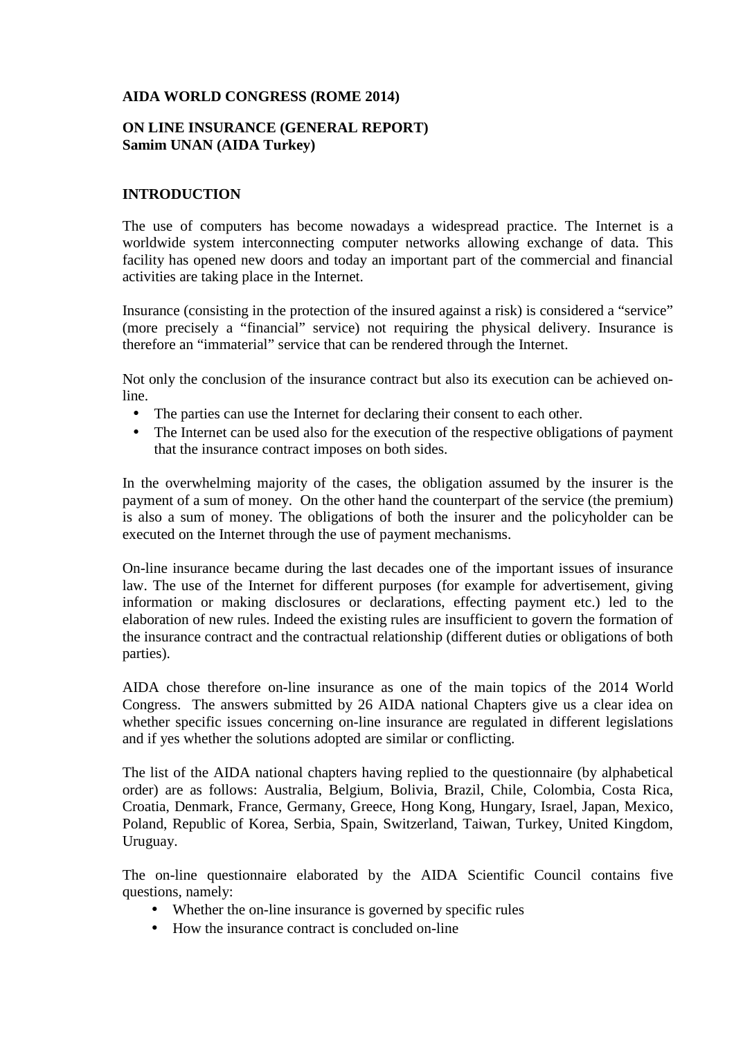**AIDA WORLD CONGRESS (ROME 2014)**

**ON LINE INSURANCE (GENERAL REPORT)**
**Samim UNAN (AIDA Turkey)**

## INTRODUCTION

The use of computers has become nowadays a widespread practice. The Internet is a worldwide system interconnecting computer networks allowing exchange of data. This facility has opened new doors and today an important part of the commercial and financial activities are taking place in the Internet.

Insurance (consisting in the protection of the insured against a risk) is considered a "service" (more precisely a "financial" service) not requiring the physical delivery. Insurance is therefore an "immaterial" service that can be rendered through the Internet.

Not only the conclusion of the insurance contract but also its execution can be achieved on-line.

- The parties can use the Internet for declaring their consent to each other.
- The Internet can be used also for the execution of the respective obligations of payment that the insurance contract imposes on both sides.

In the overwhelming majority of the cases, the obligation assumed by the insurer is the payment of a sum of money. On the other hand the counterpart of the service (the premium) is also a sum of money. The obligations of both the insurer and the policyholder can be executed on the Internet through the use of payment mechanisms.

On-line insurance became during the last decades one of the important issues of insurance law. The use of the Internet for different purposes (for example for advertisement, giving information or making disclosures or declarations, effecting payment etc.) led to the elaboration of new rules. Indeed the existing rules are insufficient to govern the formation of the insurance contract and the contractual relationship (different duties or obligations of both parties).

AIDA chose therefore on-line insurance as one of the main topics of the 2014 World Congress. The answers submitted by 26 AIDA national Chapters give us a clear idea on whether specific issues concerning on-line insurance are regulated in different legislations and if yes whether the solutions adopted are similar or conflicting.

The list of the AIDA national chapters having replied to the questionnaire (by alphabetical order) are as follows: Australia, Belgium, Bolivia, Brazil, Chile, Colombia, Costa Rica, Croatia, Denmark, France, Germany, Greece, Hong Kong, Hungary, Israel, Japan, Mexico, Poland, Republic of Korea, Serbia, Spain, Switzerland, Taiwan, Turkey, United Kingdom, Uruguay.

The on-line questionnaire elaborated by the AIDA Scientific Council contains five questions, namely:

- Whether the on-line insurance is governed by specific rules
- How the insurance contract is concluded on-line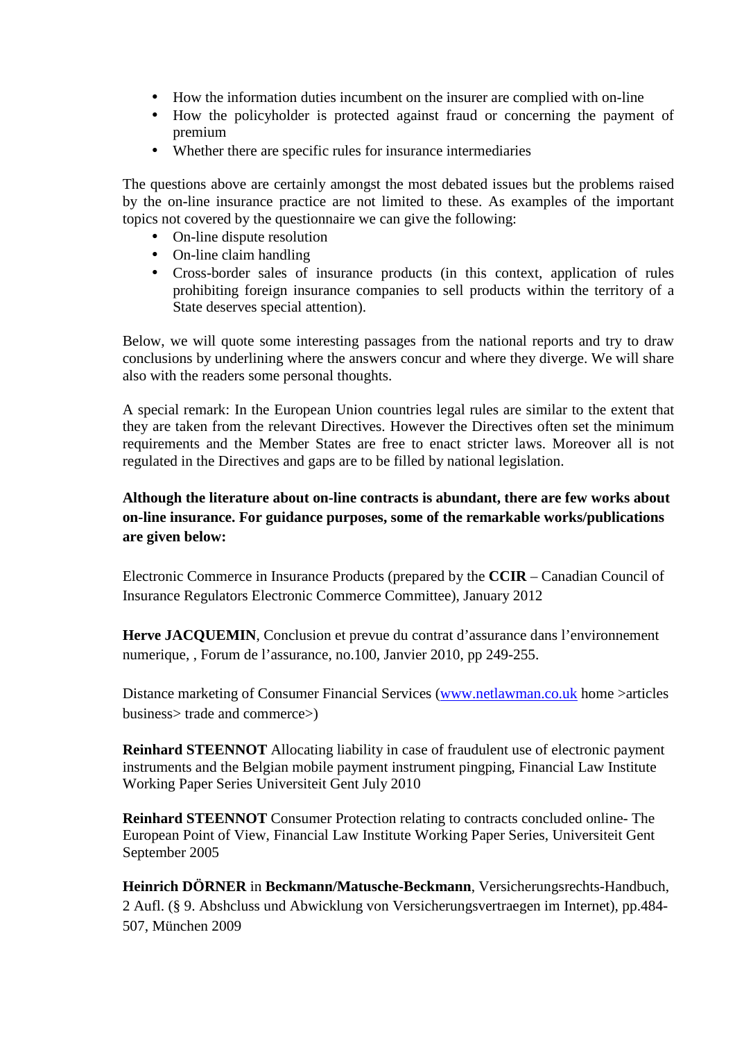- How the information duties incumbent on the insurer are complied with on-line
- How the policyholder is protected against fraud or concerning the payment of premium
- Whether there are specific rules for insurance intermediaries

The questions above are certainly amongst the most debated issues but the problems raised by the on-line insurance practice are not limited to these. As examples of the important topics not covered by the questionnaire we can give the following:

- On-line dispute resolution
- On-line claim handling
- Cross-border sales of insurance products (in this context, application of rules prohibiting foreign insurance companies to sell products within the territory of a State deserves special attention).

Below, we will quote some interesting passages from the national reports and try to draw conclusions by underlining where the answers concur and where they diverge. We will share also with the readers some personal thoughts.

A special remark: In the European Union countries legal rules are similar to the extent that they are taken from the relevant Directives. However the Directives often set the minimum requirements and the Member States are free to enact stricter laws. Moreover all is not regulated in the Directives and gaps are to be filled by national legislation.

**Although the literature about on-line contracts is abundant, there are few works about on-line insurance. For guidance purposes, some of the remarkable works/publications are given below:**

Electronic Commerce in Insurance Products (prepared by the **CCIR** – Canadian Council of Insurance Regulators Electronic Commerce Committee), January 2012

**Herve JACQUEMIN**, Conclusion et prevue du contrat d'assurance dans l'environnement numerique, , Forum de l'assurance, no.100, Janvier 2010, pp 249-255.

Distance marketing of Consumer Financial Services (www.netlawman.co.uk home >articles business> trade and commerce>)

**Reinhard STEENNOT** Allocating liability in case of fraudulent use of electronic payment instruments and the Belgian mobile payment instrument pingping, Financial Law Institute Working Paper Series Universiteit Gent July 2010

**Reinhard STEENNOT** Consumer Protection relating to contracts concluded online- The European Point of View, Financial Law Institute Working Paper Series, Universiteit Gent September 2005

**Heinrich DÖRNER** in **Beckmann/Matusche-Beckmann**, Versicherungsrechts-Handbuch, 2 Aufl. (§ 9. Abshcluss und Abwicklung von Versicherungsvertraegen im Internet), pp.484-507, München 2009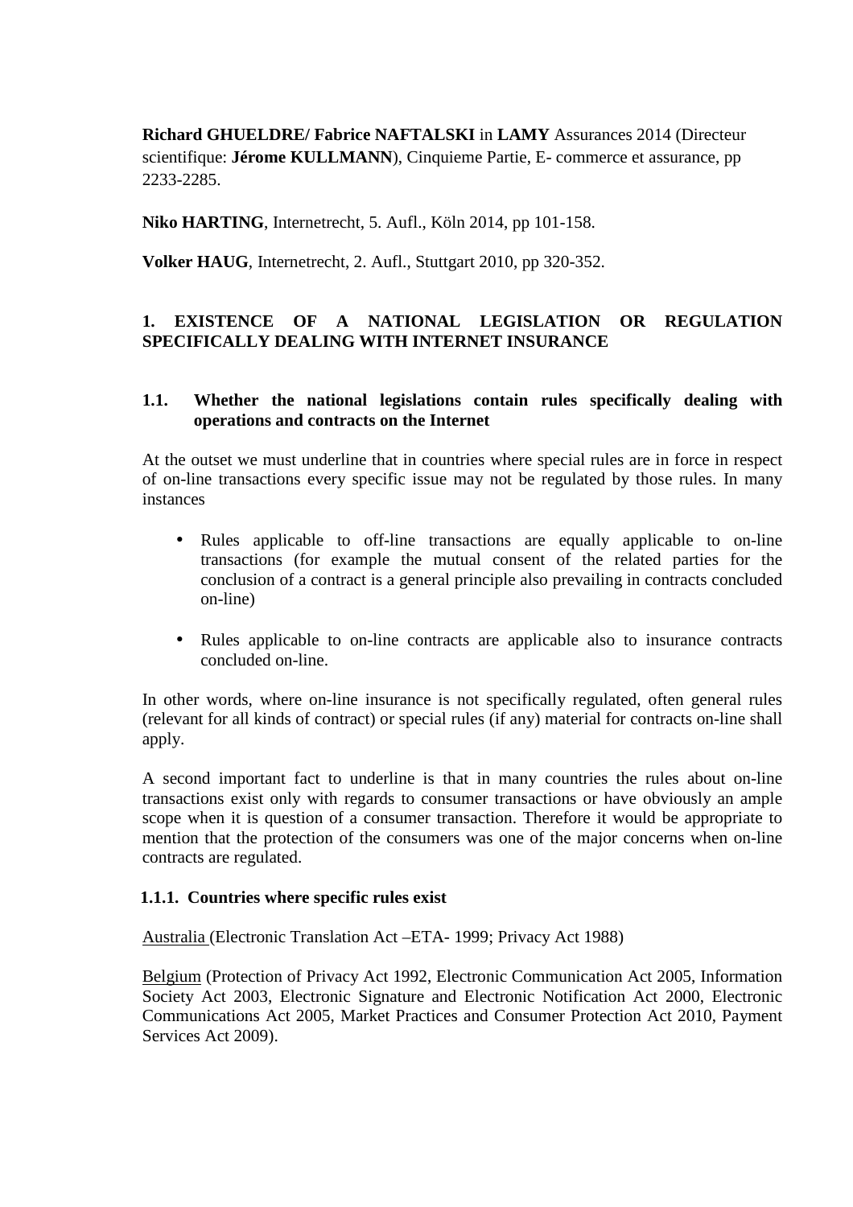**Richard GHUELDRE/ Fabrice NAFTALSKI** in **LAMY** Assurances 2014 (Directeur scientifique: **Jérome KULLMANN**), Cinquieme Partie, E- commerce et assurance, pp 2233-2285.

**Niko HARTING**, Internetrecht, 5. Aufl., Köln 2014, pp 101-158.

**Volker HAUG**, Internetrecht, 2. Aufl., Stuttgart 2010, pp 320-352.

## 1. EXISTENCE OF A NATIONAL LEGISLATION OR REGULATION SPECIFICALLY DEALING WITH INTERNET INSURANCE

### 1.1. Whether the national legislations contain rules specifically dealing with operations and contracts on the Internet

At the outset we must underline that in countries where special rules are in force in respect of on-line transactions every specific issue may not be regulated by those rules. In many instances

- Rules applicable to off-line transactions are equally applicable to on-line transactions (for example the mutual consent of the related parties for the conclusion of a contract is a general principle also prevailing in contracts concluded on-line)
- Rules applicable to on-line contracts are applicable also to insurance contracts concluded on-line.

In other words, where on-line insurance is not specifically regulated, often general rules (relevant for all kinds of contract) or special rules (if any) material for contracts on-line shall apply.

A second important fact to underline is that in many countries the rules about on-line transactions exist only with regards to consumer transactions or have obviously an ample scope when it is question of a consumer transaction. Therefore it would be appropriate to mention that the protection of the consumers was one of the major concerns when on-line contracts are regulated.

#### 1.1.1. Countries where specific rules exist

Australia (Electronic Translation Act –ETA- 1999; Privacy Act 1988)

Belgium (Protection of Privacy Act 1992, Electronic Communication Act 2005, Information Society Act 2003, Electronic Signature and Electronic Notification Act 2000, Electronic Communications Act 2005, Market Practices and Consumer Protection Act 2010, Payment Services Act 2009).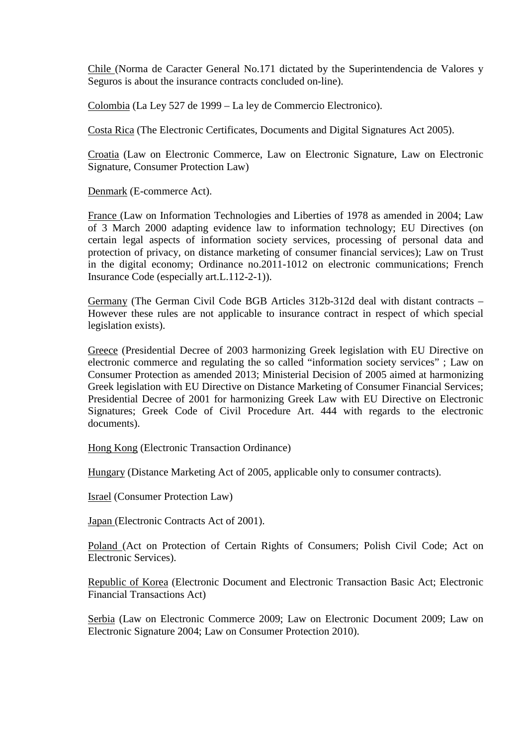<u>Chile</u> (Norma de Caracter General No.171 dictated by the Superintendencia de Valores y Seguros is about the insurance contracts concluded on-line).

<u>Colombia</u> (La Ley 527 de 1999 – La ley de Commercio Electronico).

<u>Costa Rica</u> (The Electronic Certificates, Documents and Digital Signatures Act 2005).

<u>Croatia</u> (Law on Electronic Commerce, Law on Electronic Signature, Law on Electronic Signature, Consumer Protection Law)

<u>Denmark</u> (E-commerce Act).

<u>France</u> (Law on Information Technologies and Liberties of 1978 as amended in 2004; Law of 3 March 2000 adapting evidence law to information technology; EU Directives (on certain legal aspects of information society services, processing of personal data and protection of privacy, on distance marketing of consumer financial services); Law on Trust in the digital economy; Ordinance no.2011-1012 on electronic communications; French Insurance Code (especially art.L.112-2-1)).

<u>Germany</u> (The German Civil Code BGB Articles 312b-312d deal with distant contracts – However these rules are not applicable to insurance contract in respect of which special legislation exists).

<u>Greece</u> (Presidential Decree of 2003 harmonizing Greek legislation with EU Directive on electronic commerce and regulating the so called "information society services" ; Law on Consumer Protection as amended 2013; Ministerial Decision of 2005 aimed at harmonizing Greek legislation with EU Directive on Distance Marketing of Consumer Financial Services; Presidential Decree of 2001 for harmonizing Greek Law with EU Directive on Electronic Signatures; Greek Code of Civil Procedure Art. 444 with regards to the electronic documents).

<u>Hong Kong</u> (Electronic Transaction Ordinance)

<u>Hungary</u> (Distance Marketing Act of 2005, applicable only to consumer contracts).

<u>Israel</u> (Consumer Protection Law)

<u>Japan</u> (Electronic Contracts Act of 2001).

<u>Poland</u> (Act on Protection of Certain Rights of Consumers; Polish Civil Code; Act on Electronic Services).

<u>Republic of Korea</u> (Electronic Document and Electronic Transaction Basic Act; Electronic Financial Transactions Act)

<u>Serbia</u> (Law on Electronic Commerce 2009; Law on Electronic Document 2009; Law on Electronic Signature 2004; Law on Consumer Protection 2010).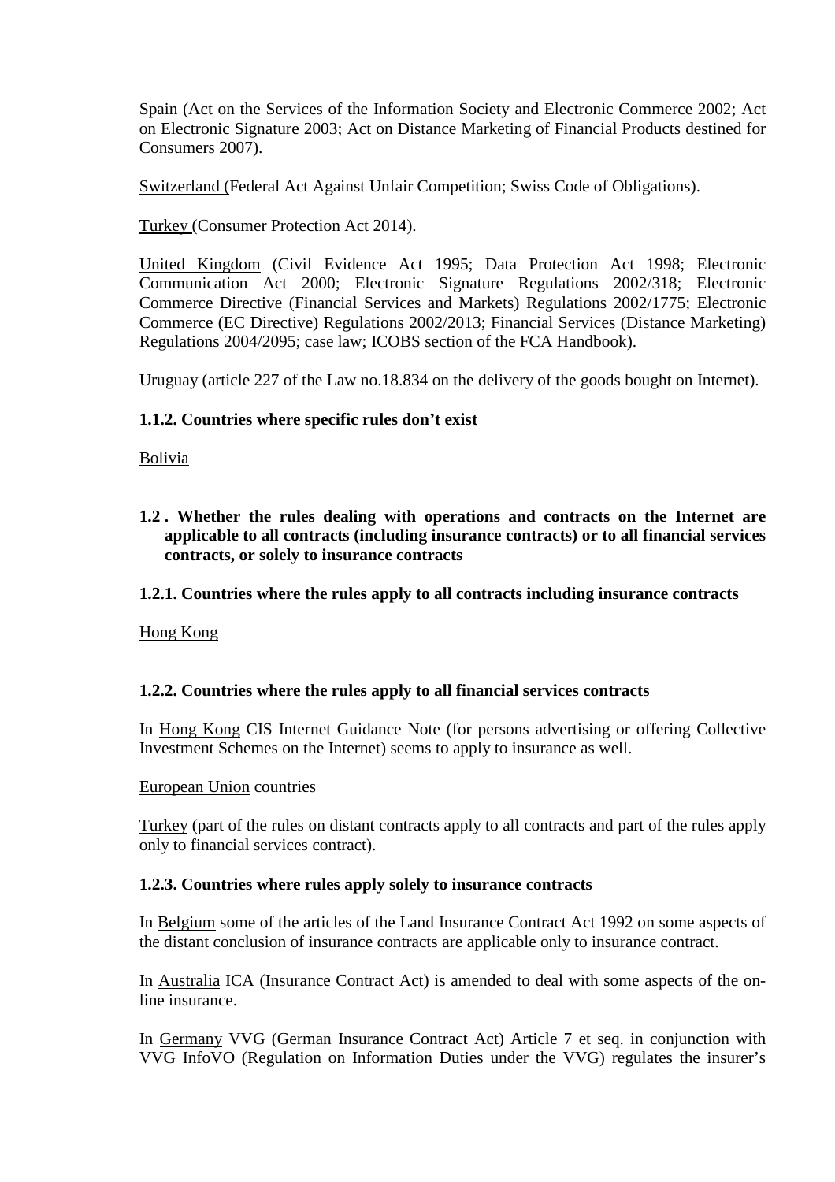Spain (Act on the Services of the Information Society and Electronic Commerce 2002; Act on Electronic Signature 2003; Act on Distance Marketing of Financial Products destined for Consumers 2007).

Switzerland (Federal Act Against Unfair Competition; Swiss Code of Obligations).

Turkey (Consumer Protection Act 2014).

United Kingdom (Civil Evidence Act 1995; Data Protection Act 1998; Electronic Communication Act 2000; Electronic Signature Regulations 2002/318; Electronic Commerce Directive (Financial Services and Markets) Regulations 2002/1775; Electronic Commerce (EC Directive) Regulations 2002/2013; Financial Services (Distance Marketing) Regulations 2004/2095; case law; ICOBS section of the FCA Handbook).

Uruguay (article 227 of the Law no.18.834 on the delivery of the goods bought on Internet).

#### 1.1.2. Countries where specific rules don't exist

Bolivia

### 1.2 . Whether the rules dealing with operations and contracts on the Internet are applicable to all contracts (including insurance contracts) or to all financial services contracts, or solely to insurance contracts

#### 1.2.1. Countries where the rules apply to all contracts including insurance contracts

Hong Kong

#### 1.2.2. Countries where the rules apply to all financial services contracts

In Hong Kong CIS Internet Guidance Note (for persons advertising or offering Collective Investment Schemes on the Internet) seems to apply to insurance as well.

European Union countries

Turkey (part of the rules on distant contracts apply to all contracts and part of the rules apply only to financial services contract).

#### 1.2.3. Countries where rules apply solely to insurance contracts

In Belgium some of the articles of the Land Insurance Contract Act 1992 on some aspects of the distant conclusion of insurance contracts are applicable only to insurance contract.

In Australia ICA (Insurance Contract Act) is amended to deal with some aspects of the on-line insurance.

In Germany VVG (German Insurance Contract Act) Article 7 et seq. in conjunction with VVG InfoVO (Regulation on Information Duties under the VVG) regulates the insurer's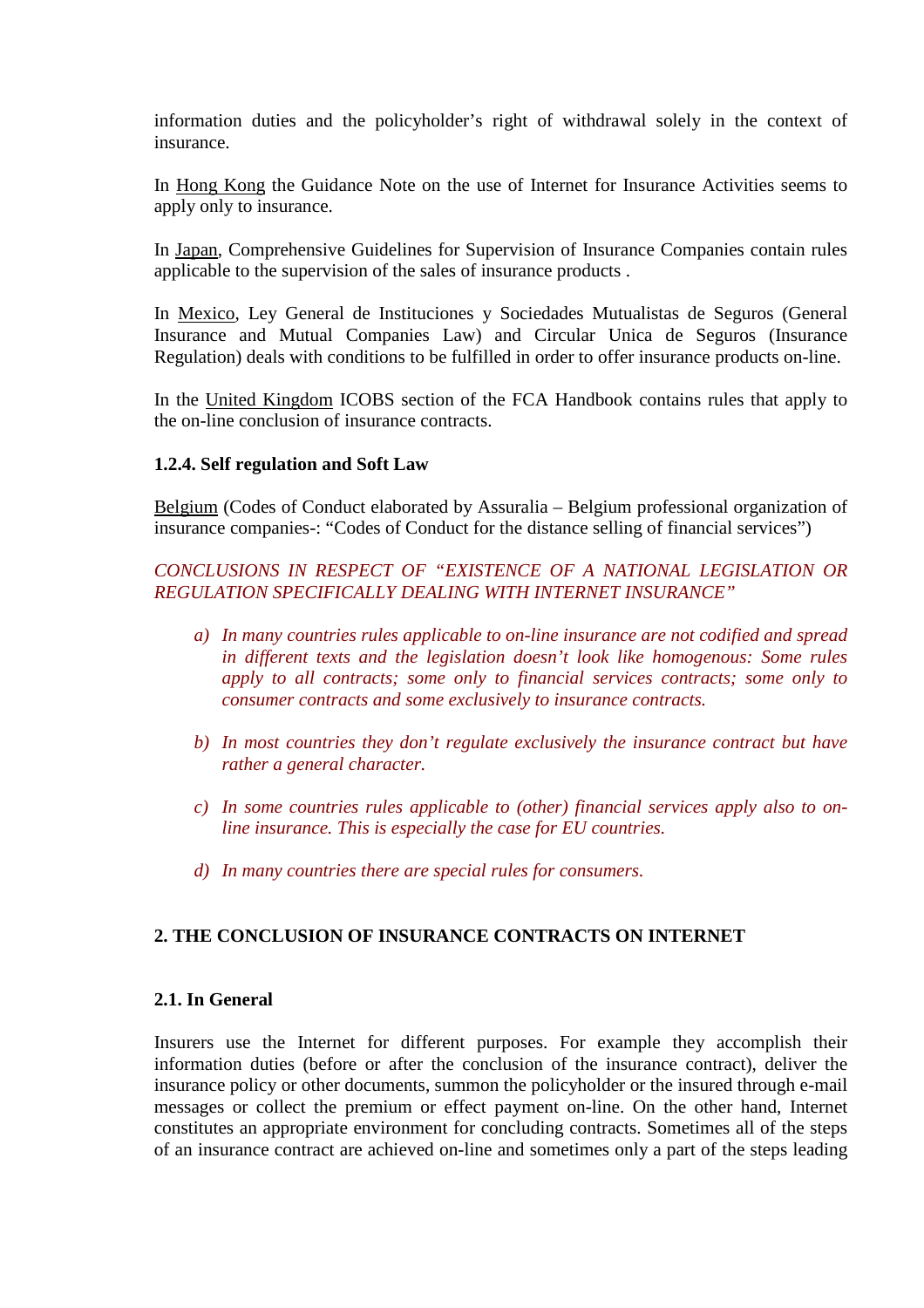information duties and the policyholder's right of withdrawal solely in the context of insurance.

In Hong Kong the Guidance Note on the use of Internet for Insurance Activities seems to apply only to insurance.

In Japan, Comprehensive Guidelines for Supervision of Insurance Companies contain rules applicable to the supervision of the sales of insurance products .

In Mexico, Ley General de Instituciones y Sociedades Mutualistas de Seguros (General Insurance and Mutual Companies Law) and Circular Unica de Seguros (Insurance Regulation) deals with conditions to be fulfilled in order to offer insurance products on-line.

In the United Kingdom ICOBS section of the FCA Handbook contains rules that apply to the on-line conclusion of insurance contracts.

#### 1.2.4. Self regulation and Soft Law

Belgium (Codes of Conduct elaborated by Assuralia – Belgium professional organization of insurance companies-: "Codes of Conduct for the distance selling of financial services")

*CONCLUSIONS IN RESPECT OF "EXISTENCE OF A NATIONAL LEGISLATION OR REGULATION SPECIFICALLY DEALING WITH INTERNET INSURANCE"*

*a) In many countries rules applicable to on-line insurance are not codified and spread in different texts and the legislation doesn't look like homogenous: Some rules apply to all contracts; some only to financial services contracts; some only to consumer contracts and some exclusively to insurance contracts.*

*b) In most countries they don't regulate exclusively the insurance contract but have rather a general character.*

*c) In some countries rules applicable to (other) financial services apply also to on-line insurance. This is especially the case for EU countries.*

*d) In many countries there are special rules for consumers.*

## 2. THE CONCLUSION OF INSURANCE CONTRACTS ON INTERNET

### 2.1. In General

Insurers use the Internet for different purposes. For example they accomplish their information duties (before or after the conclusion of the insurance contract), deliver the insurance policy or other documents, summon the policyholder or the insured through e-mail messages or collect the premium or effect payment on-line. On the other hand, Internet constitutes an appropriate environment for concluding contracts. Sometimes all of the steps of an insurance contract are achieved on-line and sometimes only a part of the steps leading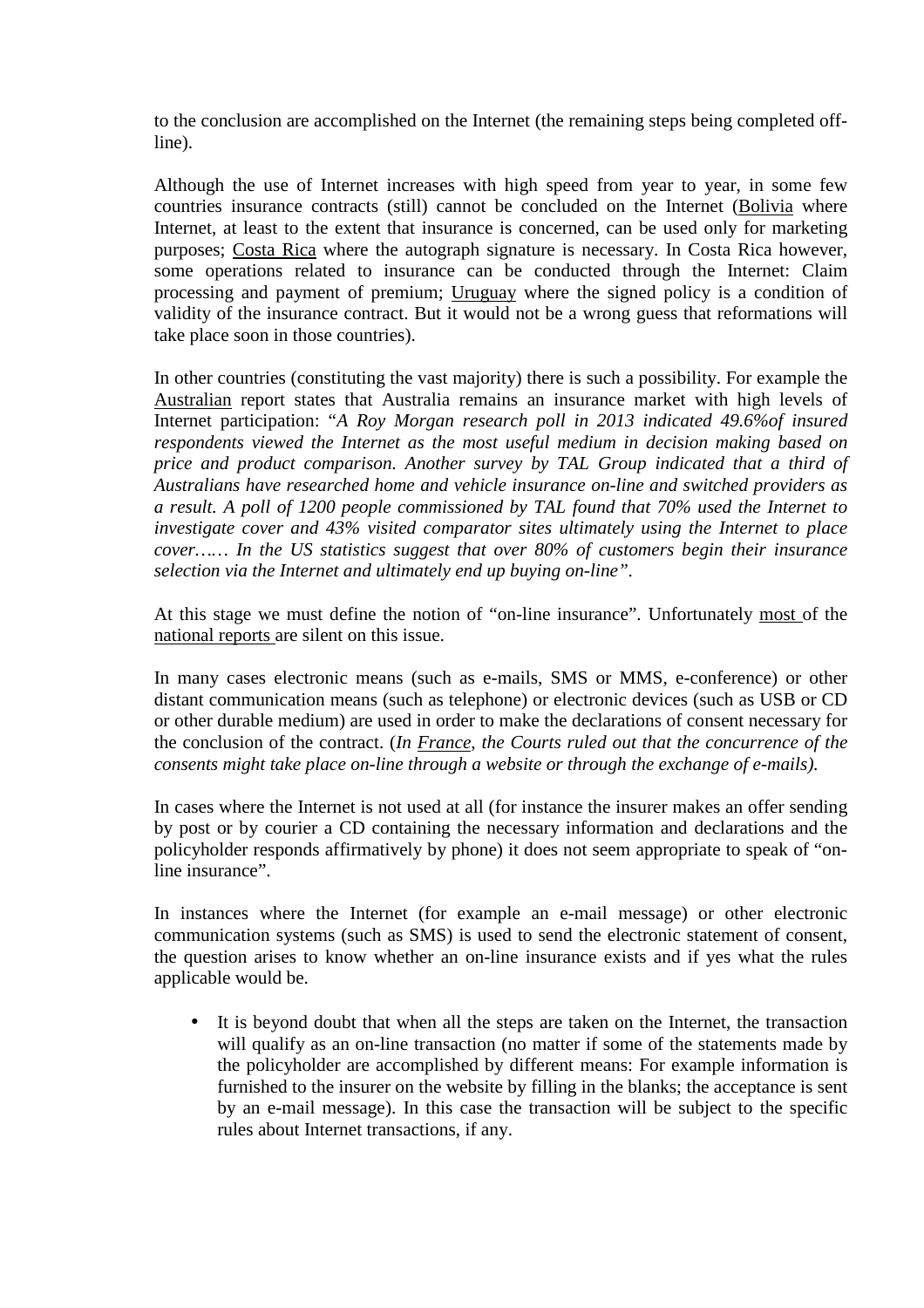to the conclusion are accomplished on the Internet (the remaining steps being completed off-line).

Although the use of Internet increases with high speed from year to year, in some few countries insurance contracts (still) cannot be concluded on the Internet (Bolivia where Internet, at least to the extent that insurance is concerned, can be used only for marketing purposes; Costa Rica where the autograph signature is necessary. In Costa Rica however, some operations related to insurance can be conducted through the Internet: Claim processing and payment of premium; Uruguay where the signed policy is a condition of validity of the insurance contract. But it would not be a wrong guess that reformations will take place soon in those countries).

In other countries (constituting the vast majority) there is such a possibility. For example the Australian report states that Australia remains an insurance market with high levels of Internet participation: "*A Roy Morgan research poll in 2013 indicated 49.6%of insured respondents viewed the Internet as the most useful medium in decision making based on price and product comparison. Another survey by TAL Group indicated that a third of Australians have researched home and vehicle insurance on-line and switched providers as a result. A poll of 1200 people commissioned by TAL found that 70% used the Internet to investigate cover and 43% visited comparator sites ultimately using the Internet to place cover…… In the US statistics suggest that over 80% of customers begin their insurance selection via the Internet and ultimately end up buying on-line"*.

At this stage we must define the notion of "on-line insurance". Unfortunately most of the national reports are silent on this issue.

In many cases electronic means (such as e-mails, SMS or MMS, e-conference) or other distant communication means (such as telephone) or electronic devices (such as USB or CD or other durable medium) are used in order to make the declarations of consent necessary for the conclusion of the contract. (*In France, the Courts ruled out that the concurrence of the consents might take place on-line through a website or through the exchange of e-mails).*

In cases where the Internet is not used at all (for instance the insurer makes an offer sending by post or by courier a CD containing the necessary information and declarations and the policyholder responds affirmatively by phone) it does not seem appropriate to speak of "on-line insurance".

In instances where the Internet (for example an e-mail message) or other electronic communication systems (such as SMS) is used to send the electronic statement of consent, the question arises to know whether an on-line insurance exists and if yes what the rules applicable would be.

- It is beyond doubt that when all the steps are taken on the Internet, the transaction will qualify as an on-line transaction (no matter if some of the statements made by the policyholder are accomplished by different means: For example information is furnished to the insurer on the website by filling in the blanks; the acceptance is sent by an e-mail message). In this case the transaction will be subject to the specific rules about Internet transactions, if any.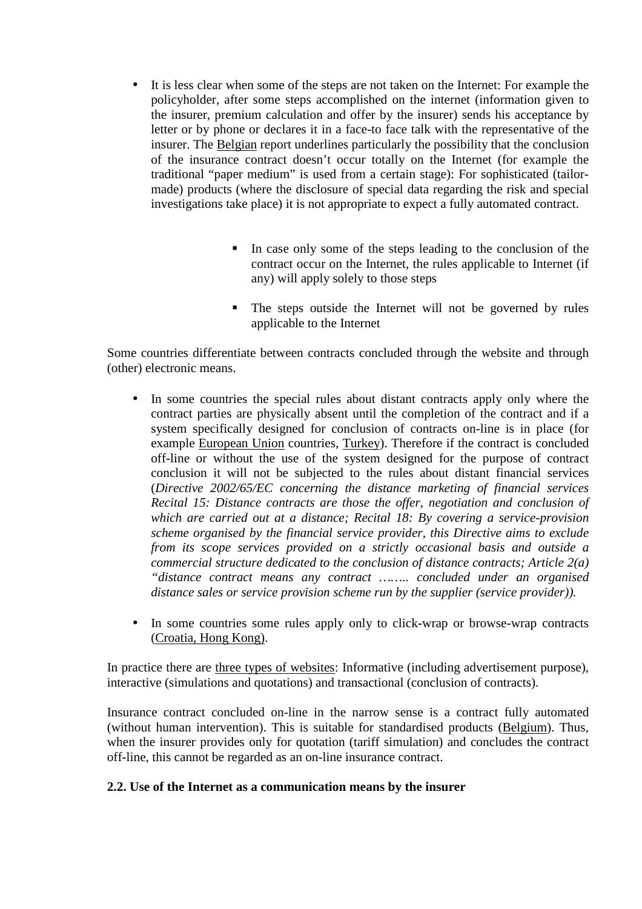- It is less clear when some of the steps are not taken on the Internet: For example the policyholder, after some steps accomplished on the internet (information given to the insurer, premium calculation and offer by the insurer) sends his acceptance by letter or by phone or declares it in a face-to face talk with the representative of the insurer. The Belgian report underlines particularly the possibility that the conclusion of the insurance contract doesn't occur totally on the Internet (for example the traditional "paper medium" is used from a certain stage): For sophisticated (tailor-made) products (where the disclosure of special data regarding the risk and special investigations take place) it is not appropriate to expect a fully automated contract.

    - In case only some of the steps leading to the conclusion of the contract occur on the Internet, the rules applicable to Internet (if any) will apply solely to those steps

    - The steps outside the Internet will not be governed by rules applicable to the Internet

Some countries differentiate between contracts concluded through the website and through (other) electronic means.

- In some countries the special rules about distant contracts apply only where the contract parties are physically absent until the completion of the contract and if a system specifically designed for conclusion of contracts on-line is in place (for example European Union countries, Turkey). Therefore if the contract is concluded off-line or without the use of the system designed for the purpose of contract conclusion it will not be subjected to the rules about distant financial services (*Directive 2002/65/EC concerning the distance marketing of financial services Recital 15: Distance contracts are those the offer, negotiation and conclusion of which are carried out at a distance; Recital 18: By covering a service-provision scheme organised by the financial service provider, this Directive aims to exclude from its scope services provided on a strictly occasional basis and outside a commercial structure dedicated to the conclusion of distance contracts; Article 2(a) "distance contract means any contract …….. concluded under an organised distance sales or service provision scheme run by the supplier (service provider)).*

- In some countries some rules apply only to click-wrap or browse-wrap contracts (Croatia, Hong Kong).

In practice there are three types of websites: Informative (including advertisement purpose), interactive (simulations and quotations) and transactional (conclusion of contracts).

Insurance contract concluded on-line in the narrow sense is a contract fully automated (without human intervention). This is suitable for standardised products (Belgium). Thus, when the insurer provides only for quotation (tariff simulation) and concludes the contract off-line, this cannot be regarded as an on-line insurance contract.

**2.2. Use of the Internet as a communication means by the insurer**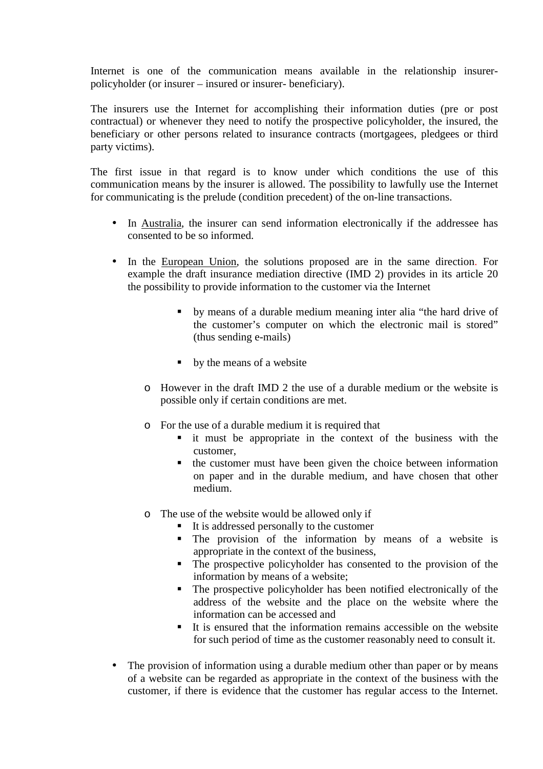Internet is one of the communication means available in the relationship insurer-policyholder (or insurer – insured or insurer- beneficiary).

The insurers use the Internet for accomplishing their information duties (pre or post contractual) or whenever they need to notify the prospective policyholder, the insured, the beneficiary or other persons related to insurance contracts (mortgagees, pledgees or third party victims).

The first issue in that regard is to know under which conditions the use of this communication means by the insurer is allowed. The possibility to lawfully use the Internet for communicating is the prelude (condition precedent) of the on-line transactions.

- In Australia, the insurer can send information electronically if the addressee has consented to be so informed.

- In the European Union, the solutions proposed are in the same direction. For example the draft insurance mediation directive (IMD 2) provides in its article 20 the possibility to provide information to the customer via the Internet

    - by means of a durable medium meaning inter alia “the hard drive of the customer’s computer on which the electronic mail is stored” (thus sending e-mails)

    - by the means of a website

  - However in the draft IMD 2 the use of a durable medium or the website is possible only if certain conditions are met.

  - For the use of a durable medium it is required that
    - it must be appropriate in the context of the business with the customer,
    - the customer must have been given the choice between information on paper and in the durable medium, and have chosen that other medium.

  - The use of the website would be allowed only if
    - It is addressed personally to the customer
    - The provision of the information by means of a website is appropriate in the context of the business,
    - The prospective policyholder has consented to the provision of the information by means of a website;
    - The prospective policyholder has been notified electronically of the address of the website and the place on the website where the information can be accessed and
    - It is ensured that the information remains accessible on the website for such period of time as the customer reasonably need to consult it.

- The provision of information using a durable medium other than paper or by means of a website can be regarded as appropriate in the context of the business with the customer, if there is evidence that the customer has regular access to the Internet.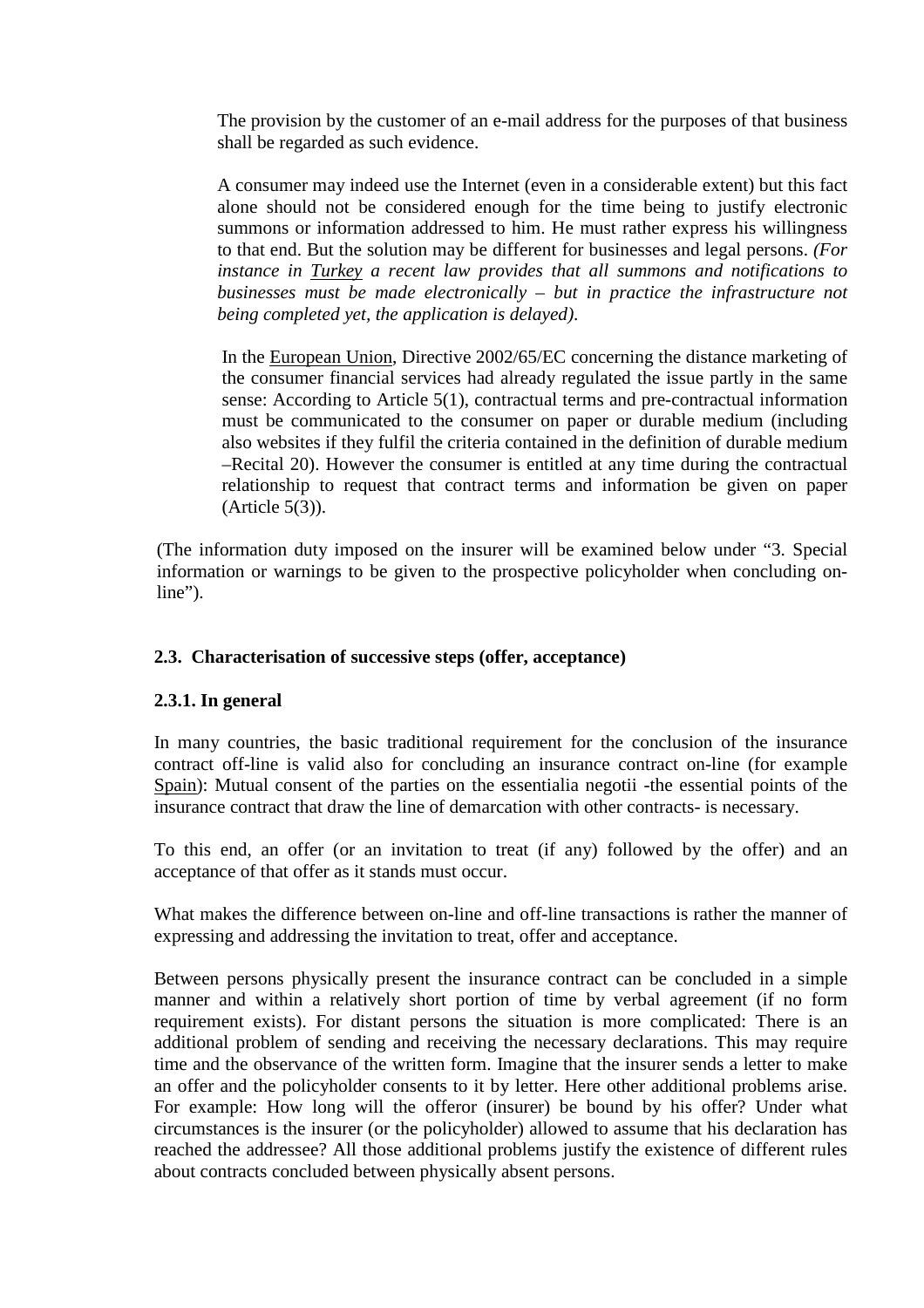> The provision by the customer of an e-mail address for the purposes of that business shall be regarded as such evidence.
>
> A consumer may indeed use the Internet (even in a considerable extent) but this fact alone should not be considered enough for the time being to justify electronic summons or information addressed to him. He must rather express his willingness to that end. But the solution may be different for businesses and legal persons. *(For instance in Turkey a recent law provides that all summons and notifications to businesses must be made electronically – but in practice the infrastructure not being completed yet, the application is delayed).*
>
> In the European Union, Directive 2002/65/EC concerning the distance marketing of the consumer financial services had already regulated the issue partly in the same sense: According to Article 5(1), contractual terms and pre-contractual information must be communicated to the consumer on paper or durable medium (including also websites if they fulfil the criteria contained in the definition of durable medium –Recital 20). However the consumer is entitled at any time during the contractual relationship to request that contract terms and information be given on paper (Article 5(3)).

(The information duty imposed on the insurer will be examined below under "3. Special information or warnings to be given to the prospective policyholder when concluding on-line").

### 2.3. Characterisation of successive steps (offer, acceptance)

#### 2.3.1. In general

In many countries, the basic traditional requirement for the conclusion of the insurance contract off-line is valid also for concluding an insurance contract on-line (for example Spain): Mutual consent of the parties on the essentialia negotii -the essential points of the insurance contract that draw the line of demarcation with other contracts- is necessary.

To this end, an offer (or an invitation to treat (if any) followed by the offer) and an acceptance of that offer as it stands must occur.

What makes the difference between on-line and off-line transactions is rather the manner of expressing and addressing the invitation to treat, offer and acceptance.

Between persons physically present the insurance contract can be concluded in a simple manner and within a relatively short portion of time by verbal agreement (if no form requirement exists). For distant persons the situation is more complicated: There is an additional problem of sending and receiving the necessary declarations. This may require time and the observance of the written form. Imagine that the insurer sends a letter to make an offer and the policyholder consents to it by letter. Here other additional problems arise. For example: How long will the offeror (insurer) be bound by his offer? Under what circumstances is the insurer (or the policyholder) allowed to assume that his declaration has reached the addressee? All those additional problems justify the existence of different rules about contracts concluded between physically absent persons.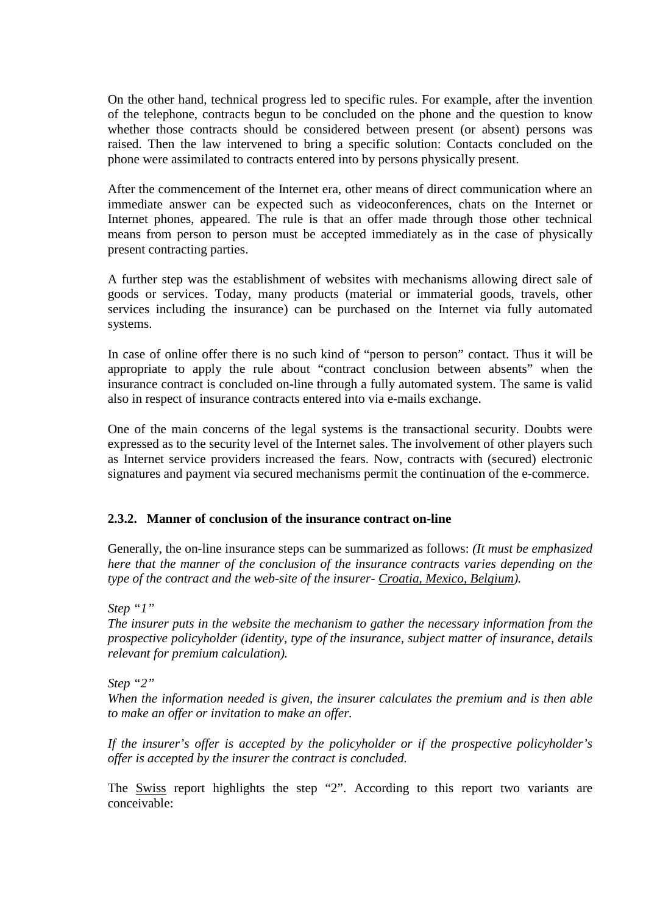On the other hand, technical progress led to specific rules. For example, after the invention of the telephone, contracts begun to be concluded on the phone and the question to know whether those contracts should be considered between present (or absent) persons was raised. Then the law intervened to bring a specific solution: Contacts concluded on the phone were assimilated to contracts entered into by persons physically present.

After the commencement of the Internet era, other means of direct communication where an immediate answer can be expected such as videoconferences, chats on the Internet or Internet phones, appeared. The rule is that an offer made through those other technical means from person to person must be accepted immediately as in the case of physically present contracting parties.

A further step was the establishment of websites with mechanisms allowing direct sale of goods or services. Today, many products (material or immaterial goods, travels, other services including the insurance) can be purchased on the Internet via fully automated systems.

In case of online offer there is no such kind of "person to person" contact. Thus it will be appropriate to apply the rule about "contract conclusion between absents" when the insurance contract is concluded on-line through a fully automated system. The same is valid also in respect of insurance contracts entered into via e-mails exchange.

One of the main concerns of the legal systems is the transactional security. Doubts were expressed as to the security level of the Internet sales. The involvement of other players such as Internet service providers increased the fears. Now, contracts with (secured) electronic signatures and payment via secured mechanisms permit the continuation of the e-commerce.

### 2.3.2. Manner of conclusion of the insurance contract on-line

Generally, the on-line insurance steps can be summarized as follows: *(It must be emphasized here that the manner of the conclusion of the insurance contracts varies depending on the type of the contract and the web-site of the insurer- Croatia, Mexico, Belgium).*

*Step "1"*
*The insurer puts in the website the mechanism to gather the necessary information from the prospective policyholder (identity, type of the insurance, subject matter of insurance, details relevant for premium calculation).*

*Step "2"*
*When the information needed is given, the insurer calculates the premium and is then able to make an offer or invitation to make an offer.*

*If the insurer's offer is accepted by the policyholder or if the prospective policyholder's offer is accepted by the insurer the contract is concluded.*

The Swiss report highlights the step "2". According to this report two variants are conceivable: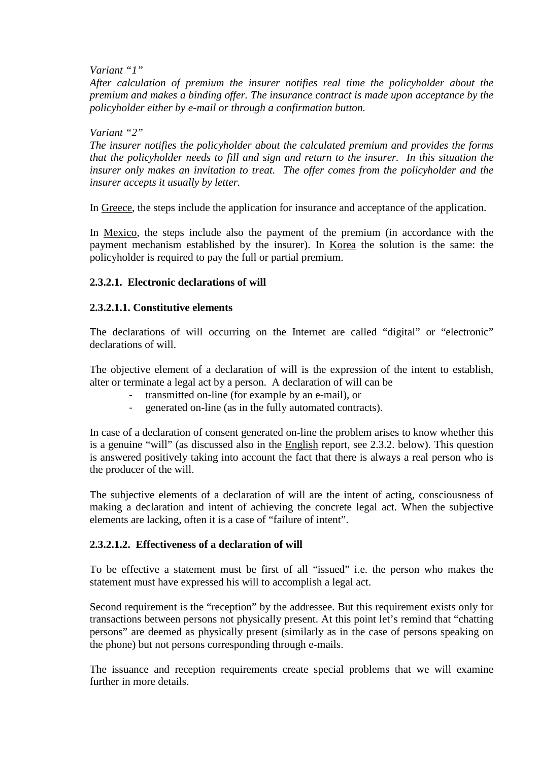*Variant "1"*
*After calculation of premium the insurer notifies real time the policyholder about the premium and makes a binding offer. The insurance contract is made upon acceptance by the policyholder either by e-mail or through a confirmation button.*

*Variant "2"*
*The insurer notifies the policyholder about the calculated premium and provides the forms that the policyholder needs to fill and sign and return to the insurer. In this situation the insurer only makes an invitation to treat. The offer comes from the policyholder and the insurer accepts it usually by letter.*

In Greece, the steps include the application for insurance and acceptance of the application.

In Mexico, the steps include also the payment of the premium (in accordance with the payment mechanism established by the insurer). In Korea the solution is the same: the policyholder is required to pay the full or partial premium.

#### 2.3.2.1. Electronic declarations of will

##### 2.3.2.1.1. Constitutive elements

The declarations of will occurring on the Internet are called "digital" or "electronic" declarations of will.

The objective element of a declaration of will is the expression of the intent to establish, alter or terminate a legal act by a person. A declaration of will can be

- transmitted on-line (for example by an e-mail), or
- generated on-line (as in the fully automated contracts).

In case of a declaration of consent generated on-line the problem arises to know whether this is a genuine "will" (as discussed also in the English report, see 2.3.2. below). This question is answered positively taking into account the fact that there is always a real person who is the producer of the will.

The subjective elements of a declaration of will are the intent of acting, consciousness of making a declaration and intent of achieving the concrete legal act. When the subjective elements are lacking, often it is a case of "failure of intent".

##### 2.3.2.1.2. Effectiveness of a declaration of will

To be effective a statement must be first of all "issued" i.e. the person who makes the statement must have expressed his will to accomplish a legal act.

Second requirement is the "reception" by the addressee. But this requirement exists only for transactions between persons not physically present. At this point let's remind that "chatting persons" are deemed as physically present (similarly as in the case of persons speaking on the phone) but not persons corresponding through e-mails.

The issuance and reception requirements create special problems that we will examine further in more details.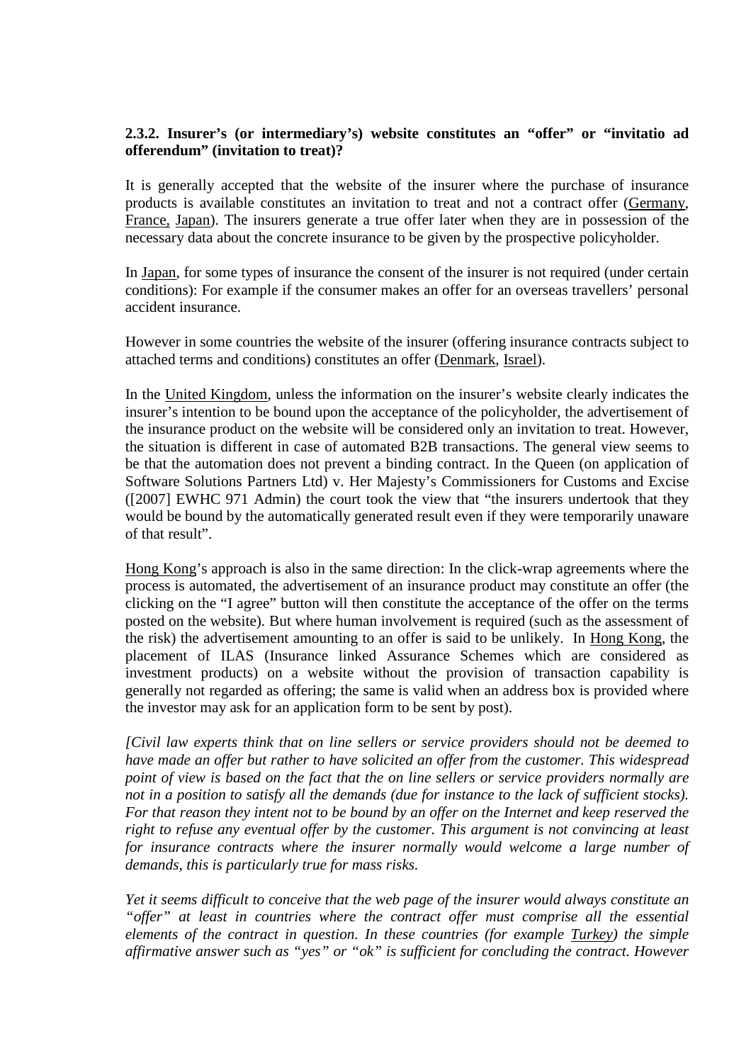### 2.3.2. Insurer's (or intermediary's) website constitutes an "offer" or "invitatio ad offerendum" (invitation to treat)?

It is generally accepted that the website of the insurer where the purchase of insurance products is available constitutes an invitation to treat and not a contract offer (Germany, France, Japan). The insurers generate a true offer later when they are in possession of the necessary data about the concrete insurance to be given by the prospective policyholder.

In Japan, for some types of insurance the consent of the insurer is not required (under certain conditions): For example if the consumer makes an offer for an overseas travellers' personal accident insurance.

However in some countries the website of the insurer (offering insurance contracts subject to attached terms and conditions) constitutes an offer (Denmark, Israel).

In the United Kingdom, unless the information on the insurer's website clearly indicates the insurer's intention to be bound upon the acceptance of the policyholder, the advertisement of the insurance product on the website will be considered only an invitation to treat. However, the situation is different in case of automated B2B transactions. The general view seems to be that the automation does not prevent a binding contract. In the Queen (on application of Software Solutions Partners Ltd) v. Her Majesty's Commissioners for Customs and Excise ([2007] EWHC 971 Admin) the court took the view that "the insurers undertook that they would be bound by the automatically generated result even if they were temporarily unaware of that result".

Hong Kong's approach is also in the same direction: In the click-wrap agreements where the process is automated, the advertisement of an insurance product may constitute an offer (the clicking on the "I agree" button will then constitute the acceptance of the offer on the terms posted on the website). But where human involvement is required (such as the assessment of the risk) the advertisement amounting to an offer is said to be unlikely. In Hong Kong, the placement of ILAS (Insurance linked Assurance Schemes which are considered as investment products) on a website without the provision of transaction capability is generally not regarded as offering; the same is valid when an address box is provided where the investor may ask for an application form to be sent by post).

*[Civil law experts think that on line sellers or service providers should not be deemed to have made an offer but rather to have solicited an offer from the customer. This widespread point of view is based on the fact that the on line sellers or service providers normally are not in a position to satisfy all the demands (due for instance to the lack of sufficient stocks). For that reason they intent not to be bound by an offer on the Internet and keep reserved the right to refuse any eventual offer by the customer. This argument is not convincing at least for insurance contracts where the insurer normally would welcome a large number of demands, this is particularly true for mass risks.*

*Yet it seems difficult to conceive that the web page of the insurer would always constitute an "offer" at least in countries where the contract offer must comprise all the essential elements of the contract in question. In these countries (for example Turkey) the simple affirmative answer such as "yes" or "ok" is sufficient for concluding the contract. However*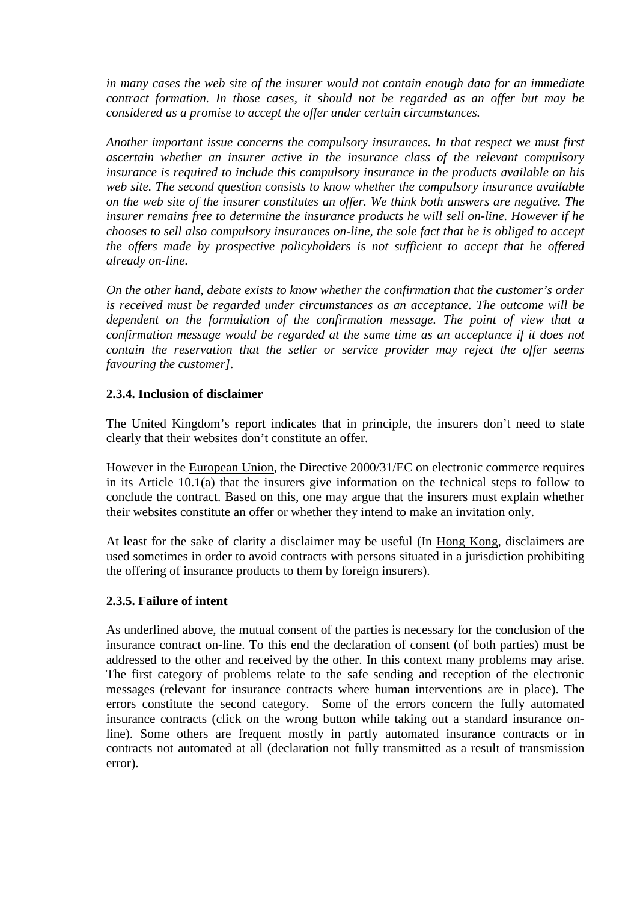*in many cases the web site of the insurer would not contain enough data for an immediate contract formation. In those cases, it should not be regarded as an offer but may be considered as a promise to accept the offer under certain circumstances.*

*Another important issue concerns the compulsory insurances. In that respect we must first ascertain whether an insurer active in the insurance class of the relevant compulsory insurance is required to include this compulsory insurance in the products available on his web site. The second question consists to know whether the compulsory insurance available on the web site of the insurer constitutes an offer. We think both answers are negative. The insurer remains free to determine the insurance products he will sell on-line. However if he chooses to sell also compulsory insurances on-line, the sole fact that he is obliged to accept the offers made by prospective policyholders is not sufficient to accept that he offered already on-line.*

*On the other hand, debate exists to know whether the confirmation that the customer's order is received must be regarded under circumstances as an acceptance. The outcome will be dependent on the formulation of the confirmation message. The point of view that a confirmation message would be regarded at the same time as an acceptance if it does not contain the reservation that the seller or service provider may reject the offer seems favouring the customer].*

**2.3.4. Inclusion of disclaimer**

The United Kingdom's report indicates that in principle, the insurers don't need to state clearly that their websites don't constitute an offer.

However in the European Union, the Directive 2000/31/EC on electronic commerce requires in its Article 10.1(a) that the insurers give information on the technical steps to follow to conclude the contract. Based on this, one may argue that the insurers must explain whether their websites constitute an offer or whether they intend to make an invitation only.

At least for the sake of clarity a disclaimer may be useful (In Hong Kong, disclaimers are used sometimes in order to avoid contracts with persons situated in a jurisdiction prohibiting the offering of insurance products to them by foreign insurers).

**2.3.5. Failure of intent**

As underlined above, the mutual consent of the parties is necessary for the conclusion of the insurance contract on-line. To this end the declaration of consent (of both parties) must be addressed to the other and received by the other. In this context many problems may arise. The first category of problems relate to the safe sending and reception of the electronic messages (relevant for insurance contracts where human interventions are in place). The errors constitute the second category. Some of the errors concern the fully automated insurance contracts (click on the wrong button while taking out a standard insurance on-line). Some others are frequent mostly in partly automated insurance contracts or in contracts not automated at all (declaration not fully transmitted as a result of transmission error).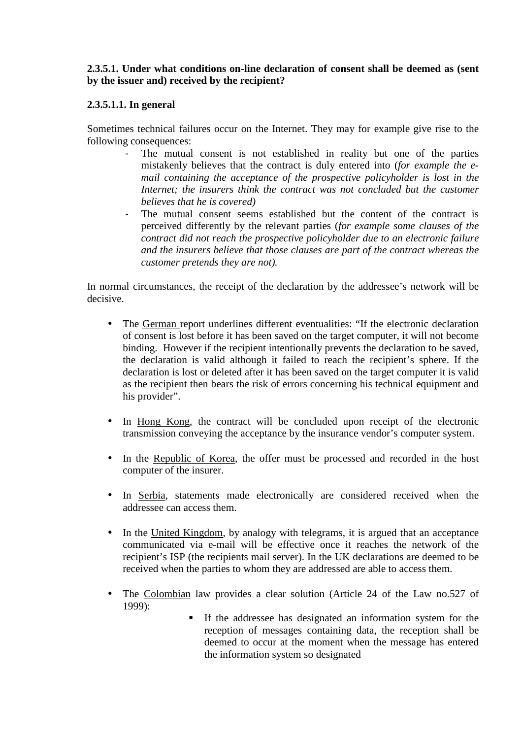**2.3.5.1. Under what conditions on-line declaration of consent shall be deemed as (sent by the issuer and) received by the recipient?**

**2.3.5.1.1. In general**

Sometimes technical failures occur on the Internet. They may for example give rise to the following consequences:

- The mutual consent is not established in reality but one of the parties mistakenly believes that the contract is duly entered into (*for example the e-mail containing the acceptance of the prospective policyholder is lost in the Internet; the insurers think the contract was not concluded but the customer believes that he is covered)*
- The mutual consent seems established but the content of the contract is perceived differently by the relevant parties (*for example some clauses of the contract did not reach the prospective policyholder due to an electronic failure and the insurers believe that those clauses are part of the contract whereas the customer pretends they are not).*

In normal circumstances, the receipt of the declaration by the addressee's network will be decisive.

- The German report underlines different eventualities: "If the electronic declaration of consent is lost before it has been saved on the target computer, it will not become binding. However if the recipient intentionally prevents the declaration to be saved, the declaration is valid although it failed to reach the recipient's sphere. If the declaration is lost or deleted after it has been saved on the target computer it is valid as the recipient then bears the risk of errors concerning his technical equipment and his provider".

- In Hong Kong, the contract will be concluded upon receipt of the electronic transmission conveying the acceptance by the insurance vendor's computer system.

- In the Republic of Korea, the offer must be processed and recorded in the host computer of the insurer.

- In Serbia, statements made electronically are considered received when the addressee can access them.

- In the United Kingdom, by analogy with telegrams, it is argued that an acceptance communicated via e-mail will be effective once it reaches the network of the recipient's ISP (the recipients mail server). In the UK declarations are deemed to be received when the parties to whom they are addressed are able to access them.

- The Colombian law provides a clear solution (Article 24 of the Law no.527 of 1999):
  - If the addressee has designated an information system for the reception of messages containing data, the reception shall be deemed to occur at the moment when the message has entered the information system so designated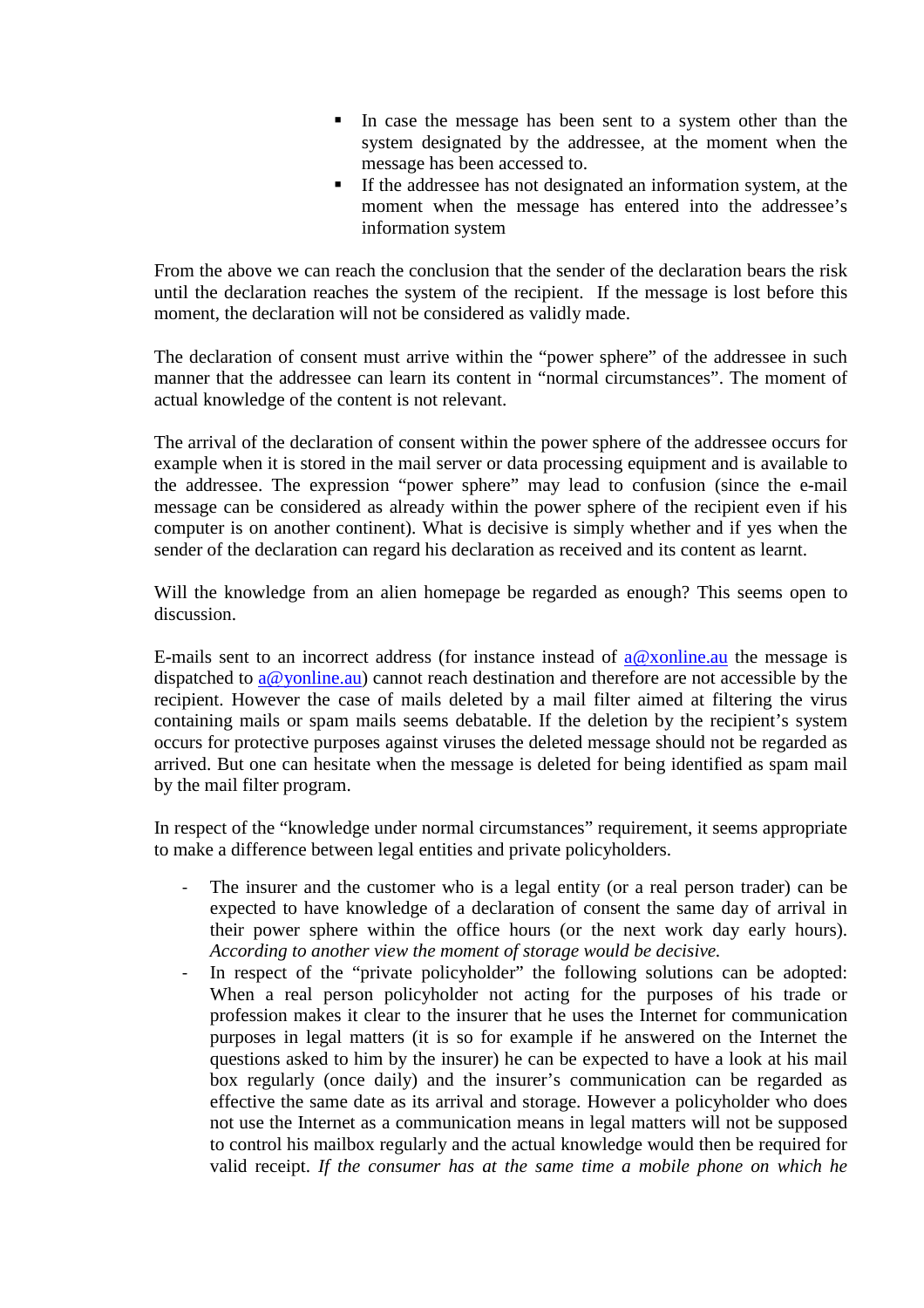- In case the message has been sent to a system other than the system designated by the addressee, at the moment when the message has been accessed to.
- If the addressee has not designated an information system, at the moment when the message has entered into the addressee's information system

From the above we can reach the conclusion that the sender of the declaration bears the risk until the declaration reaches the system of the recipient. If the message is lost before this moment, the declaration will not be considered as validly made.

The declaration of consent must arrive within the "power sphere" of the addressee in such manner that the addressee can learn its content in "normal circumstances". The moment of actual knowledge of the content is not relevant.

The arrival of the declaration of consent within the power sphere of the addressee occurs for example when it is stored in the mail server or data processing equipment and is available to the addressee. The expression "power sphere" may lead to confusion (since the e-mail message can be considered as already within the power sphere of the recipient even if his computer is on another continent). What is decisive is simply whether and if yes when the sender of the declaration can regard his declaration as received and its content as learnt.

Will the knowledge from an alien homepage be regarded as enough? This seems open to discussion.

E-mails sent to an incorrect address (for instance instead of a@xonline.au the message is dispatched to a@yonline.au) cannot reach destination and therefore are not accessible by the recipient. However the case of mails deleted by a mail filter aimed at filtering the virus containing mails or spam mails seems debatable. If the deletion by the recipient's system occurs for protective purposes against viruses the deleted message should not be regarded as arrived. But one can hesitate when the message is deleted for being identified as spam mail by the mail filter program.

In respect of the "knowledge under normal circumstances" requirement, it seems appropriate to make a difference between legal entities and private policyholders.

- The insurer and the customer who is a legal entity (or a real person trader) can be expected to have knowledge of a declaration of consent the same day of arrival in their power sphere within the office hours (or the next work day early hours). *According to another view the moment of storage would be decisive.*
- In respect of the "private policyholder" the following solutions can be adopted: When a real person policyholder not acting for the purposes of his trade or profession makes it clear to the insurer that he uses the Internet for communication purposes in legal matters (it is so for example if he answered on the Internet the questions asked to him by the insurer) he can be expected to have a look at his mail box regularly (once daily) and the insurer's communication can be regarded as effective the same date as its arrival and storage. However a policyholder who does not use the Internet as a communication means in legal matters will not be supposed to control his mailbox regularly and the actual knowledge would then be required for valid receipt. *If the consumer has at the same time a mobile phone on which he*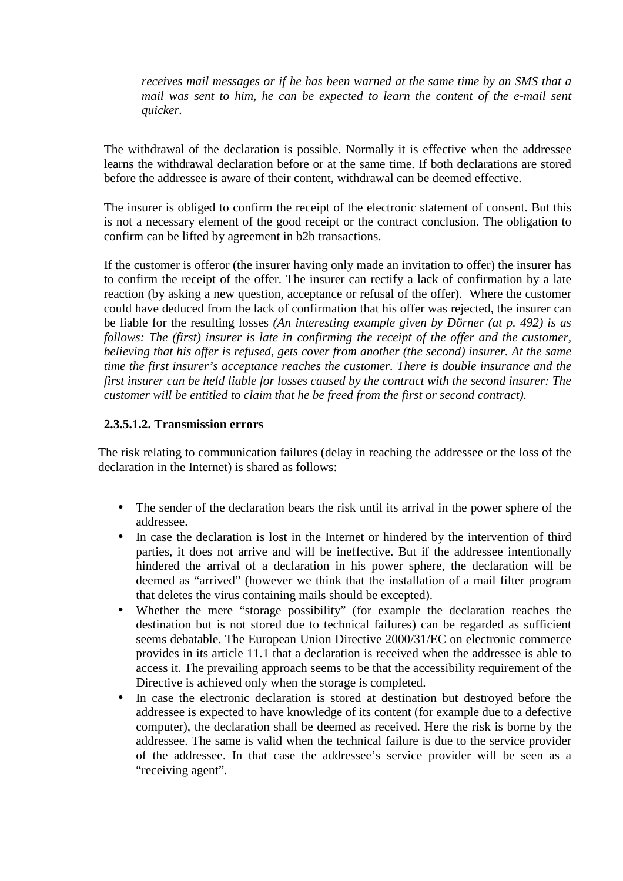*receives mail messages or if he has been warned at the same time by an SMS that a mail was sent to him, he can be expected to learn the content of the e-mail sent quicker.*

The withdrawal of the declaration is possible. Normally it is effective when the addressee learns the withdrawal declaration before or at the same time. If both declarations are stored before the addressee is aware of their content, withdrawal can be deemed effective.

The insurer is obliged to confirm the receipt of the electronic statement of consent. But this is not a necessary element of the good receipt or the contract conclusion. The obligation to confirm can be lifted by agreement in b2b transactions.

If the customer is offeror (the insurer having only made an invitation to offer) the insurer has to confirm the receipt of the offer. The insurer can rectify a lack of confirmation by a late reaction (by asking a new question, acceptance or refusal of the offer). Where the customer could have deduced from the lack of confirmation that his offer was rejected, the insurer can be liable for the resulting losses *(An interesting example given by Dörner (at p. 492) is as follows: The (first) insurer is late in confirming the receipt of the offer and the customer, believing that his offer is refused, gets cover from another (the second) insurer. At the same time the first insurer's acceptance reaches the customer. There is double insurance and the first insurer can be held liable for losses caused by the contract with the second insurer: The customer will be entitled to claim that he be freed from the first or second contract).*

#### 2.3.5.1.2. Transmission errors

The risk relating to communication failures (delay in reaching the addressee or the loss of the declaration in the Internet) is shared as follows:

- The sender of the declaration bears the risk until its arrival in the power sphere of the addressee.
- In case the declaration is lost in the Internet or hindered by the intervention of third parties, it does not arrive and will be ineffective. But if the addressee intentionally hindered the arrival of a declaration in his power sphere, the declaration will be deemed as "arrived" (however we think that the installation of a mail filter program that deletes the virus containing mails should be excepted).
- Whether the mere "storage possibility" (for example the declaration reaches the destination but is not stored due to technical failures) can be regarded as sufficient seems debatable. The European Union Directive 2000/31/EC on electronic commerce provides in its article 11.1 that a declaration is received when the addressee is able to access it. The prevailing approach seems to be that the accessibility requirement of the Directive is achieved only when the storage is completed.
- In case the electronic declaration is stored at destination but destroyed before the addressee is expected to have knowledge of its content (for example due to a defective computer), the declaration shall be deemed as received. Here the risk is borne by the addressee. The same is valid when the technical failure is due to the service provider of the addressee. In that case the addressee's service provider will be seen as a "receiving agent".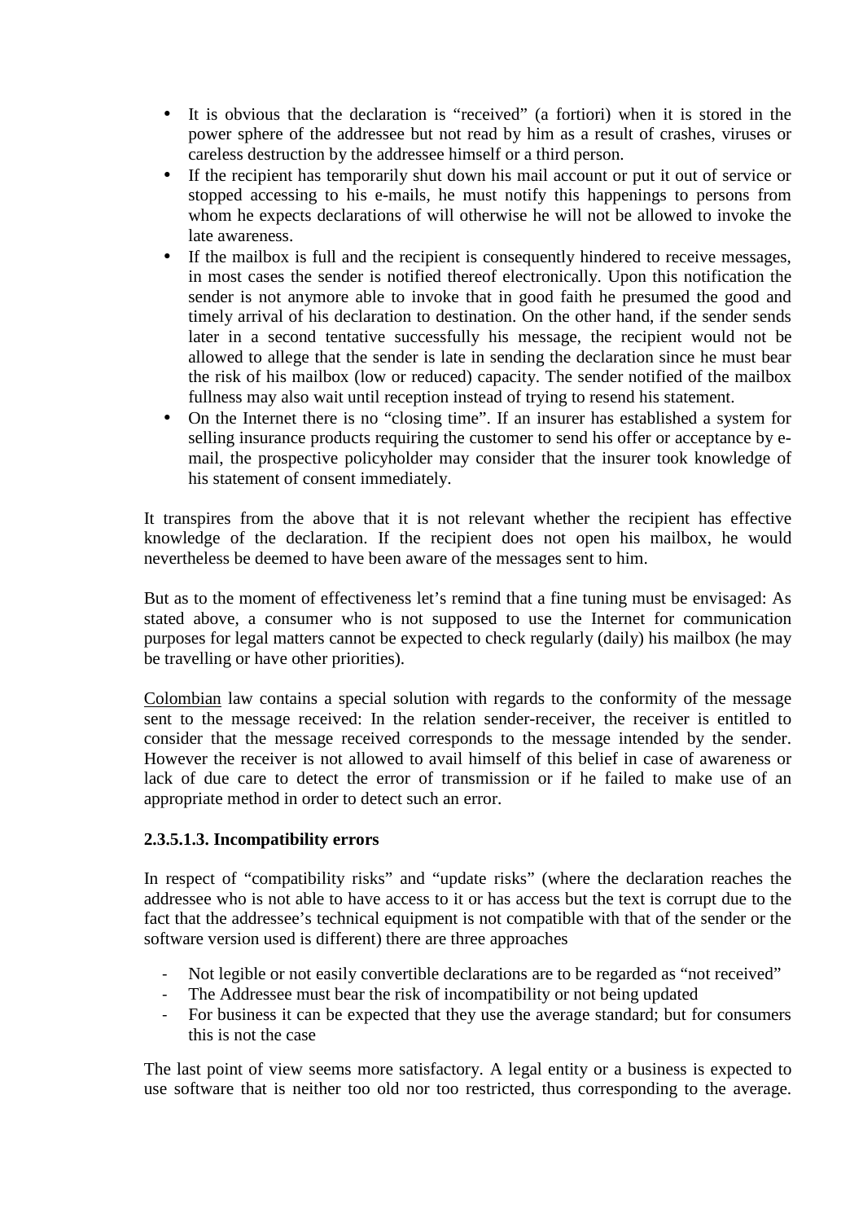- It is obvious that the declaration is "received" (a fortiori) when it is stored in the power sphere of the addressee but not read by him as a result of crashes, viruses or careless destruction by the addressee himself or a third person.
- If the recipient has temporarily shut down his mail account or put it out of service or stopped accessing to his e-mails, he must notify this happenings to persons from whom he expects declarations of will otherwise he will not be allowed to invoke the late awareness.
- If the mailbox is full and the recipient is consequently hindered to receive messages, in most cases the sender is notified thereof electronically. Upon this notification the sender is not anymore able to invoke that in good faith he presumed the good and timely arrival of his declaration to destination. On the other hand, if the sender sends later in a second tentative successfully his message, the recipient would not be allowed to allege that the sender is late in sending the declaration since he must bear the risk of his mailbox (low or reduced) capacity. The sender notified of the mailbox fullness may also wait until reception instead of trying to resend his statement.
- On the Internet there is no "closing time". If an insurer has established a system for selling insurance products requiring the customer to send his offer or acceptance by e-mail, the prospective policyholder may consider that the insurer took knowledge of his statement of consent immediately.

It transpires from the above that it is not relevant whether the recipient has effective knowledge of the declaration. If the recipient does not open his mailbox, he would nevertheless be deemed to have been aware of the messages sent to him.

But as to the moment of effectiveness let's remind that a fine tuning must be envisaged: As stated above, a consumer who is not supposed to use the Internet for communication purposes for legal matters cannot be expected to check regularly (daily) his mailbox (he may be travelling or have other priorities).

Colombian law contains a special solution with regards to the conformity of the message sent to the message received: In the relation sender-receiver, the receiver is entitled to consider that the message received corresponds to the message intended by the sender. However the receiver is not allowed to avail himself of this belief in case of awareness or lack of due care to detect the error of transmission or if he failed to make use of an appropriate method in order to detect such an error.

#### 2.3.5.1.3. Incompatibility errors

In respect of "compatibility risks" and "update risks" (where the declaration reaches the addressee who is not able to have access to it or has access but the text is corrupt due to the fact that the addressee's technical equipment is not compatible with that of the sender or the software version used is different) there are three approaches

- Not legible or not easily convertible declarations are to be regarded as "not received"
- The Addressee must bear the risk of incompatibility or not being updated
- For business it can be expected that they use the average standard; but for consumers this is not the case

The last point of view seems more satisfactory. A legal entity or a business is expected to use software that is neither too old nor too restricted, thus corresponding to the average.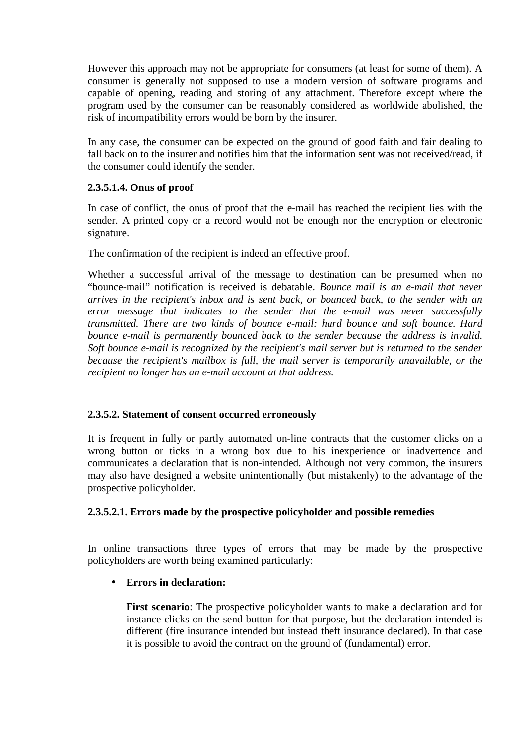However this approach may not be appropriate for consumers (at least for some of them). A consumer is generally not supposed to use a modern version of software programs and capable of opening, reading and storing of any attachment. Therefore except where the program used by the consumer can be reasonably considered as worldwide abolished, the risk of incompatibility errors would be born by the insurer.

In any case, the consumer can be expected on the ground of good faith and fair dealing to fall back on to the insurer and notifies him that the information sent was not received/read, if the consumer could identify the sender.

#### 2.3.5.1.4. Onus of proof

In case of conflict, the onus of proof that the e-mail has reached the recipient lies with the sender. A printed copy or a record would not be enough nor the encryption or electronic signature.

The confirmation of the recipient is indeed an effective proof.

Whether a successful arrival of the message to destination can be presumed when no "bounce-mail" notification is received is debatable. *Bounce mail is an e-mail that never arrives in the recipient's inbox and is sent back, or bounced back, to the sender with an error message that indicates to the sender that the e-mail was never successfully transmitted. There are two kinds of bounce e-mail: hard bounce and soft bounce. Hard bounce e-mail is permanently bounced back to the sender because the address is invalid. Soft bounce e-mail is recognized by the recipient's mail server but is returned to the sender because the recipient's mailbox is full, the mail server is temporarily unavailable, or the recipient no longer has an e-mail account at that address.*

### 2.3.5.2. Statement of consent occurred erroneously

It is frequent in fully or partly automated on-line contracts that the customer clicks on a wrong button or ticks in a wrong box due to his inexperience or inadvertence and communicates a declaration that is non-intended. Although not very common, the insurers may also have designed a website unintentionally (but mistakenly) to the advantage of the prospective policyholder.

#### 2.3.5.2.1. Errors made by the prospective policyholder and possible remedies

In online transactions three types of errors that may be made by the prospective policyholders are worth being examined particularly:

- **Errors in declaration:**

  **First scenario**: The prospective policyholder wants to make a declaration and for instance clicks on the send button for that purpose, but the declaration intended is different (fire insurance intended but instead theft insurance declared). In that case it is possible to avoid the contract on the ground of (fundamental) error.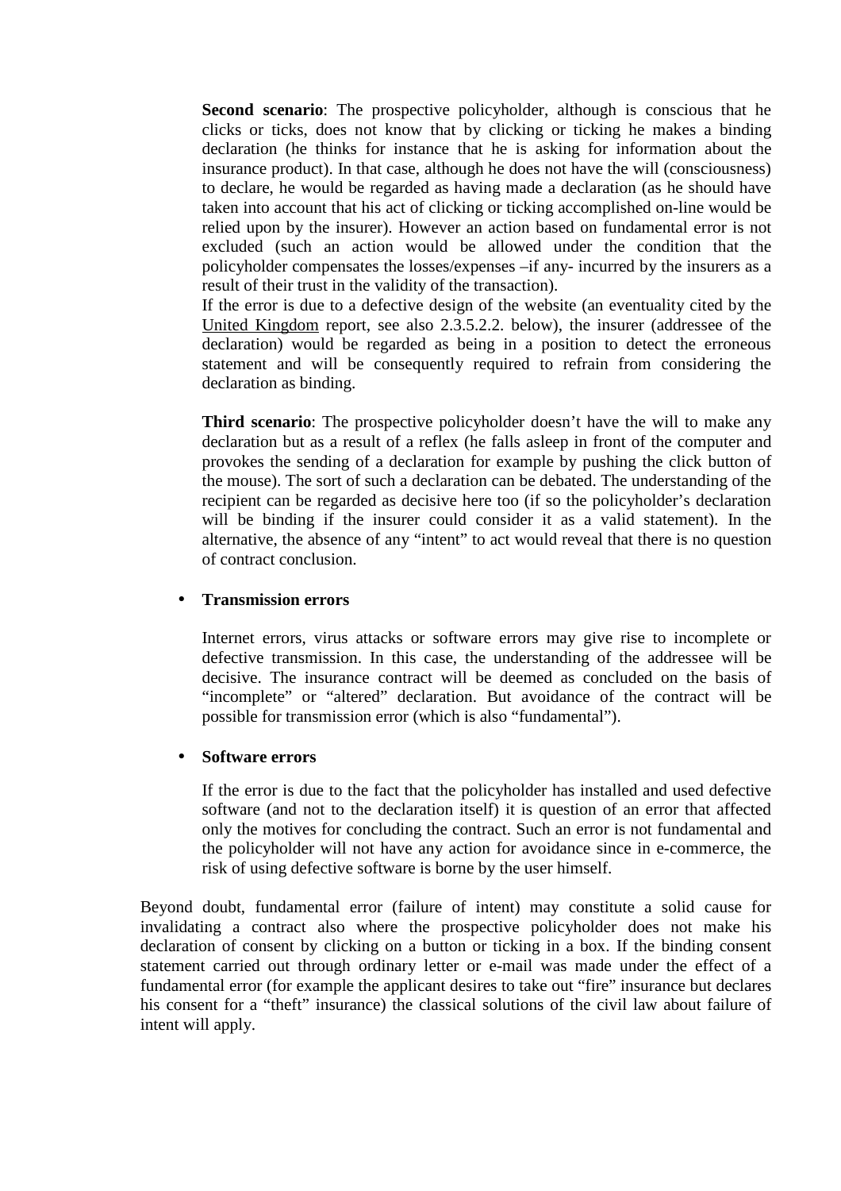**Second scenario**: The prospective policyholder, although is conscious that he clicks or ticks, does not know that by clicking or ticking he makes a binding declaration (he thinks for instance that he is asking for information about the insurance product). In that case, although he does not have the will (consciousness) to declare, he would be regarded as having made a declaration (as he should have taken into account that his act of clicking or ticking accomplished on-line would be relied upon by the insurer). However an action based on fundamental error is not excluded (such an action would be allowed under the condition that the policyholder compensates the losses/expenses –if any- incurred by the insurers as a result of their trust in the validity of the transaction).

If the error is due to a defective design of the website (an eventuality cited by the United Kingdom report, see also 2.3.5.2.2. below), the insurer (addressee of the declaration) would be regarded as being in a position to detect the erroneous statement and will be consequently required to refrain from considering the declaration as binding.

**Third scenario**: The prospective policyholder doesn't have the will to make any declaration but as a result of a reflex (he falls asleep in front of the computer and provokes the sending of a declaration for example by pushing the click button of the mouse). The sort of such a declaration can be debated. The understanding of the recipient can be regarded as decisive here too (if so the policyholder's declaration will be binding if the insurer could consider it as a valid statement). In the alternative, the absence of any "intent" to act would reveal that there is no question of contract conclusion.

- **Transmission errors**

  Internet errors, virus attacks or software errors may give rise to incomplete or defective transmission. In this case, the understanding of the addressee will be decisive. The insurance contract will be deemed as concluded on the basis of "incomplete" or "altered" declaration. But avoidance of the contract will be possible for transmission error (which is also "fundamental").

- **Software errors**

  If the error is due to the fact that the policyholder has installed and used defective software (and not to the declaration itself) it is question of an error that affected only the motives for concluding the contract. Such an error is not fundamental and the policyholder will not have any action for avoidance since in e-commerce, the risk of using defective software is borne by the user himself.

Beyond doubt, fundamental error (failure of intent) may constitute a solid cause for invalidating a contract also where the prospective policyholder does not make his declaration of consent by clicking on a button or ticking in a box. If the binding consent statement carried out through ordinary letter or e-mail was made under the effect of a fundamental error (for example the applicant desires to take out "fire" insurance but declares his consent for a "theft" insurance) the classical solutions of the civil law about failure of intent will apply.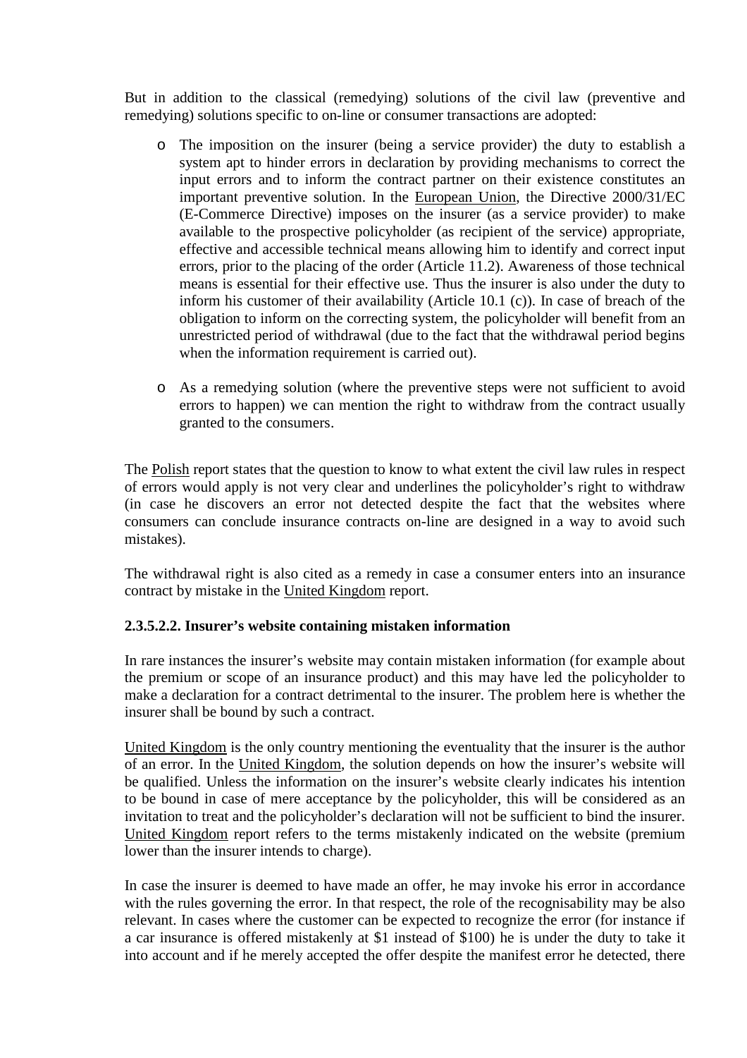But in addition to the classical (remedying) solutions of the civil law (preventive and remedying) solutions specific to on-line or consumer transactions are adopted:

- The imposition on the insurer (being a service provider) the duty to establish a system apt to hinder errors in declaration by providing mechanisms to correct the input errors and to inform the contract partner on their existence constitutes an important preventive solution. In the European Union, the Directive 2000/31/EC (E-Commerce Directive) imposes on the insurer (as a service provider) to make available to the prospective policyholder (as recipient of the service) appropriate, effective and accessible technical means allowing him to identify and correct input errors, prior to the placing of the order (Article 11.2). Awareness of those technical means is essential for their effective use. Thus the insurer is also under the duty to inform his customer of their availability (Article 10.1 (c)). In case of breach of the obligation to inform on the correcting system, the policyholder will benefit from an unrestricted period of withdrawal (due to the fact that the withdrawal period begins when the information requirement is carried out).

- As a remedying solution (where the preventive steps were not sufficient to avoid errors to happen) we can mention the right to withdraw from the contract usually granted to the consumers.

The Polish report states that the question to know to what extent the civil law rules in respect of errors would apply is not very clear and underlines the policyholder's right to withdraw (in case he discovers an error not detected despite the fact that the websites where consumers can conclude insurance contracts on-line are designed in a way to avoid such mistakes).

The withdrawal right is also cited as a remedy in case a consumer enters into an insurance contract by mistake in the United Kingdom report.

#### 2.3.5.2.2. Insurer's website containing mistaken information

In rare instances the insurer's website may contain mistaken information (for example about the premium or scope of an insurance product) and this may have led the policyholder to make a declaration for a contract detrimental to the insurer. The problem here is whether the insurer shall be bound by such a contract.

United Kingdom is the only country mentioning the eventuality that the insurer is the author of an error. In the United Kingdom, the solution depends on how the insurer's website will be qualified. Unless the information on the insurer's website clearly indicates his intention to be bound in case of mere acceptance by the policyholder, this will be considered as an invitation to treat and the policyholder's declaration will not be sufficient to bind the insurer. United Kingdom report refers to the terms mistakenly indicated on the website (premium lower than the insurer intends to charge).

In case the insurer is deemed to have made an offer, he may invoke his error in accordance with the rules governing the error. In that respect, the role of the recognisability may be also relevant. In cases where the customer can be expected to recognize the error (for instance if a car insurance is offered mistakenly at $1 instead of $100) he is under the duty to take it into account and if he merely accepted the offer despite the manifest error he detected, there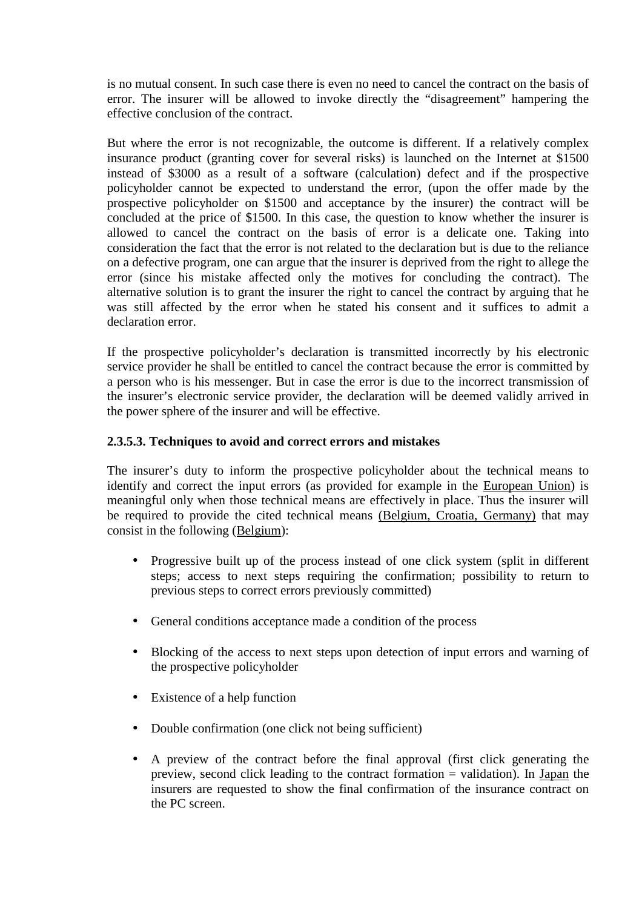is no mutual consent. In such case there is even no need to cancel the contract on the basis of error. The insurer will be allowed to invoke directly the "disagreement" hampering the effective conclusion of the contract.

But where the error is not recognizable, the outcome is different. If a relatively complex insurance product (granting cover for several risks) is launched on the Internet at $1500 instead of $3000 as a result of a software (calculation) defect and if the prospective policyholder cannot be expected to understand the error, (upon the offer made by the prospective policyholder on $1500 and acceptance by the insurer) the contract will be concluded at the price of $1500. In this case, the question to know whether the insurer is allowed to cancel the contract on the basis of error is a delicate one. Taking into consideration the fact that the error is not related to the declaration but is due to the reliance on a defective program, one can argue that the insurer is deprived from the right to allege the error (since his mistake affected only the motives for concluding the contract). The alternative solution is to grant the insurer the right to cancel the contract by arguing that he was still affected by the error when he stated his consent and it suffices to admit a declaration error.

If the prospective policyholder's declaration is transmitted incorrectly by his electronic service provider he shall be entitled to cancel the contract because the error is committed by a person who is his messenger. But in case the error is due to the incorrect transmission of the insurer's electronic service provider, the declaration will be deemed validly arrived in the power sphere of the insurer and will be effective.

#### 2.3.5.3. Techniques to avoid and correct errors and mistakes

The insurer's duty to inform the prospective policyholder about the technical means to identify and correct the input errors (as provided for example in the European Union) is meaningful only when those technical means are effectively in place. Thus the insurer will be required to provide the cited technical means (Belgium, Croatia, Germany) that may consist in the following (Belgium):

- Progressive built up of the process instead of one click system (split in different steps; access to next steps requiring the confirmation; possibility to return to previous steps to correct errors previously committed)
- General conditions acceptance made a condition of the process
- Blocking of the access to next steps upon detection of input errors and warning of the prospective policyholder
- Existence of a help function
- Double confirmation (one click not being sufficient)
- A preview of the contract before the final approval (first click generating the preview, second click leading to the contract formation = validation). In Japan the insurers are requested to show the final confirmation of the insurance contract on the PC screen.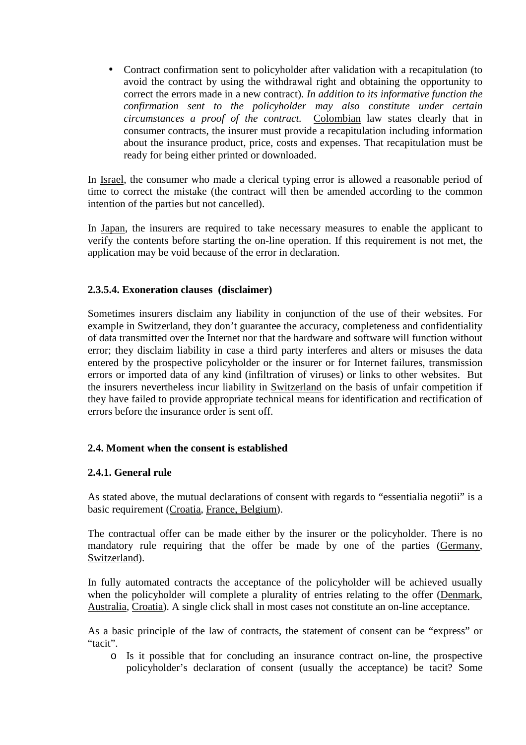- Contract confirmation sent to policyholder after validation with a recapitulation (to avoid the contract by using the withdrawal right and obtaining the opportunity to correct the errors made in a new contract). *In addition to its informative function the confirmation sent to the policyholder may also constitute under certain circumstances a proof of the contract.* Colombian law states clearly that in consumer contracts, the insurer must provide a recapitulation including information about the insurance product, price, costs and expenses. That recapitulation must be ready for being either printed or downloaded.

In Israel, the consumer who made a clerical typing error is allowed a reasonable period of time to correct the mistake (the contract will then be amended according to the common intention of the parties but not cancelled).

In Japan, the insurers are required to take necessary measures to enable the applicant to verify the contents before starting the on-line operation. If this requirement is not met, the application may be void because of the error in declaration.

#### 2.3.5.4. Exoneration clauses (disclaimer)

Sometimes insurers disclaim any liability in conjunction of the use of their websites. For example in Switzerland, they don't guarantee the accuracy, completeness and confidentiality of data transmitted over the Internet nor that the hardware and software will function without error; they disclaim liability in case a third party interferes and alters or misuses the data entered by the prospective policyholder or the insurer or for Internet failures, transmission errors or imported data of any kind (infiltration of viruses) or links to other websites. But the insurers nevertheless incur liability in Switzerland on the basis of unfair competition if they have failed to provide appropriate technical means for identification and rectification of errors before the insurance order is sent off.

### 2.4. Moment when the consent is established

#### 2.4.1. General rule

As stated above, the mutual declarations of consent with regards to "essentialia negotii" is a basic requirement (Croatia, France, Belgium).

The contractual offer can be made either by the insurer or the policyholder. There is no mandatory rule requiring that the offer be made by one of the parties (Germany, Switzerland).

In fully automated contracts the acceptance of the policyholder will be achieved usually when the policyholder will complete a plurality of entries relating to the offer (Denmark, Australia, Croatia). A single click shall in most cases not constitute an on-line acceptance.

As a basic principle of the law of contracts, the statement of consent can be "express" or "tacit".

- Is it possible that for concluding an insurance contract on-line, the prospective policyholder's declaration of consent (usually the acceptance) be tacit? Some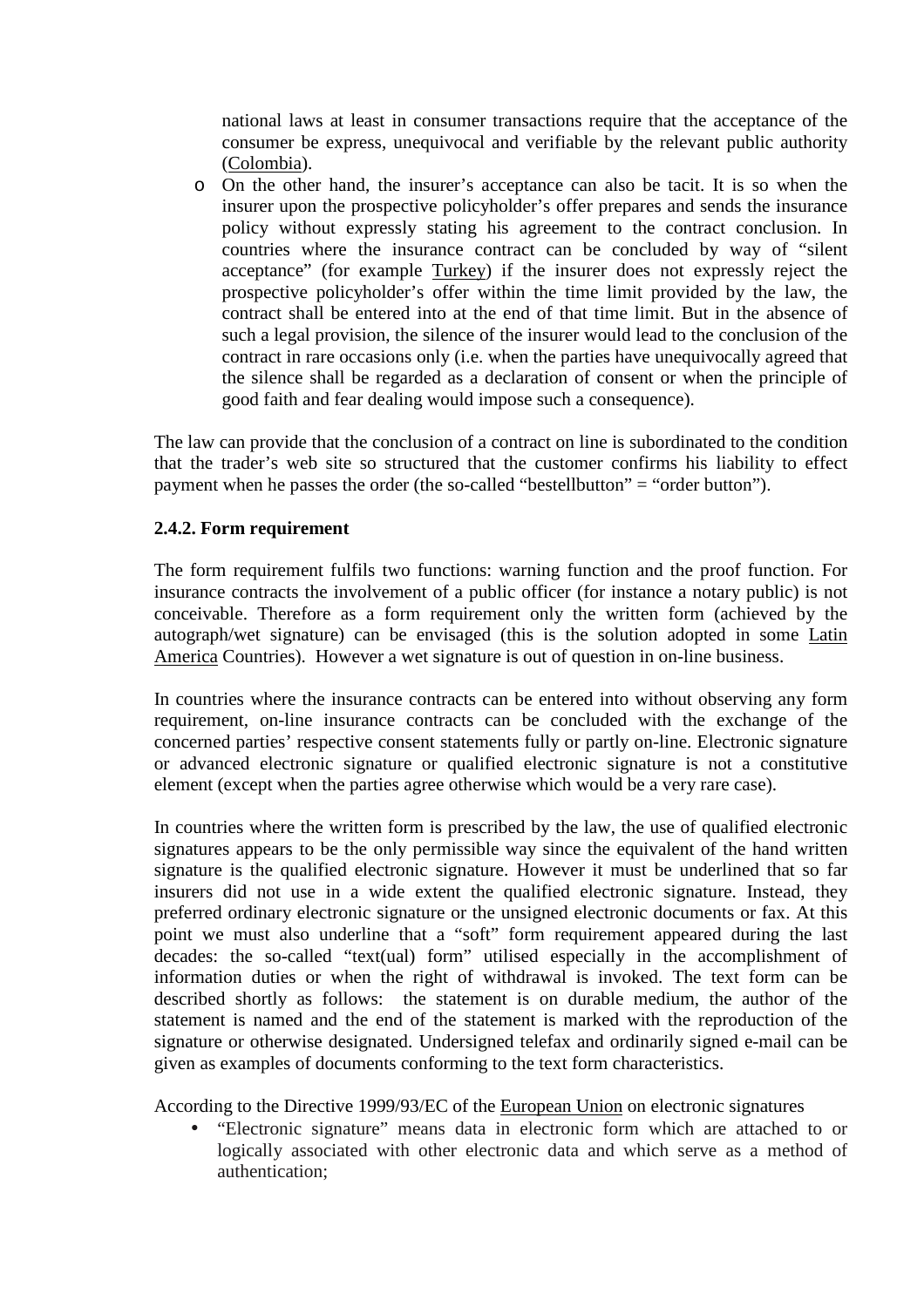national laws at least in consumer transactions require that the acceptance of the consumer be express, unequivocal and verifiable by the relevant public authority (Colombia).

- On the other hand, the insurer's acceptance can also be tacit. It is so when the insurer upon the prospective policyholder's offer prepares and sends the insurance policy without expressly stating his agreement to the contract conclusion. In countries where the insurance contract can be concluded by way of "silent acceptance" (for example Turkey) if the insurer does not expressly reject the prospective policyholder's offer within the time limit provided by the law, the contract shall be entered into at the end of that time limit. But in the absence of such a legal provision, the silence of the insurer would lead to the conclusion of the contract in rare occasions only (i.e. when the parties have unequivocally agreed that the silence shall be regarded as a declaration of consent or when the principle of good faith and fear dealing would impose such a consequence).

The law can provide that the conclusion of a contract on line is subordinated to the condition that the trader's web site so structured that the customer confirms his liability to effect payment when he passes the order (the so-called "bestellbutton" = "order button").

### 2.4.2. Form requirement

The form requirement fulfils two functions: warning function and the proof function. For insurance contracts the involvement of a public officer (for instance a notary public) is not conceivable. Therefore as a form requirement only the written form (achieved by the autograph/wet signature) can be envisaged (this is the solution adopted in some Latin America Countries). However a wet signature is out of question in on-line business.

In countries where the insurance contracts can be entered into without observing any form requirement, on-line insurance contracts can be concluded with the exchange of the concerned parties' respective consent statements fully or partly on-line. Electronic signature or advanced electronic signature or qualified electronic signature is not a constitutive element (except when the parties agree otherwise which would be a very rare case).

In countries where the written form is prescribed by the law, the use of qualified electronic signatures appears to be the only permissible way since the equivalent of the hand written signature is the qualified electronic signature. However it must be underlined that so far insurers did not use in a wide extent the qualified electronic signature. Instead, they preferred ordinary electronic signature or the unsigned electronic documents or fax. At this point we must also underline that a "soft" form requirement appeared during the last decades: the so-called "text(ual) form" utilised especially in the accomplishment of information duties or when the right of withdrawal is invoked. The text form can be described shortly as follows: the statement is on durable medium, the author of the statement is named and the end of the statement is marked with the reproduction of the signature or otherwise designated. Undersigned telefax and ordinarily signed e-mail can be given as examples of documents conforming to the text form characteristics.

According to the Directive 1999/93/EC of the European Union on electronic signatures

- "Electronic signature" means data in electronic form which are attached to or logically associated with other electronic data and which serve as a method of authentication;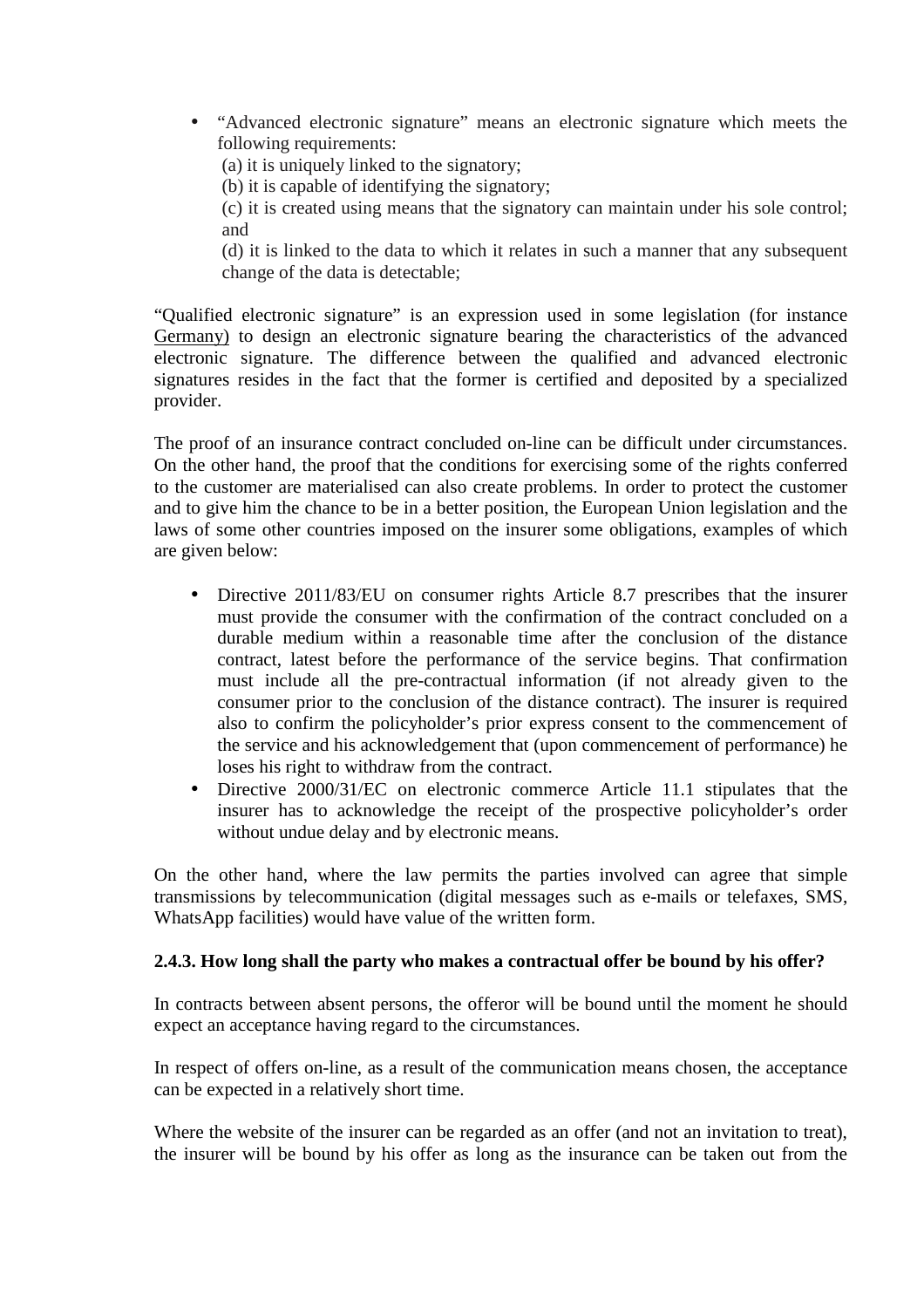- “Advanced electronic signature” means an electronic signature which meets the following requirements:
  (a) it is uniquely linked to the signatory;
  (b) it is capable of identifying the signatory;
  (c) it is created using means that the signatory can maintain under his sole control; and
  (d) it is linked to the data to which it relates in such a manner that any subsequent change of the data is detectable;

“Qualified electronic signature” is an expression used in some legislation (for instance Germany) to design an electronic signature bearing the characteristics of the advanced electronic signature. The difference between the qualified and advanced electronic signatures resides in the fact that the former is certified and deposited by a specialized provider.

The proof of an insurance contract concluded on-line can be difficult under circumstances. On the other hand, the proof that the conditions for exercising some of the rights conferred to the customer are materialised can also create problems. In order to protect the customer and to give him the chance to be in a better position, the European Union legislation and the laws of some other countries imposed on the insurer some obligations, examples of which are given below:

- Directive 2011/83/EU on consumer rights Article 8.7 prescribes that the insurer must provide the consumer with the confirmation of the contract concluded on a durable medium within a reasonable time after the conclusion of the distance contract, latest before the performance of the service begins. That confirmation must include all the pre-contractual information (if not already given to the consumer prior to the conclusion of the distance contract). The insurer is required also to confirm the policyholder’s prior express consent to the commencement of the service and his acknowledgement that (upon commencement of performance) he loses his right to withdraw from the contract.
- Directive 2000/31/EC on electronic commerce Article 11.1 stipulates that the insurer has to acknowledge the receipt of the prospective policyholder’s order without undue delay and by electronic means.

On the other hand, where the law permits the parties involved can agree that simple transmissions by telecommunication (digital messages such as e-mails or telefaxes, SMS, WhatsApp facilities) would have value of the written form.

**2.4.3. How long shall the party who makes a contractual offer be bound by his offer?**

In contracts between absent persons, the offeror will be bound until the moment he should expect an acceptance having regard to the circumstances.

In respect of offers on-line, as a result of the communication means chosen, the acceptance can be expected in a relatively short time.

Where the website of the insurer can be regarded as an offer (and not an invitation to treat), the insurer will be bound by his offer as long as the insurance can be taken out from the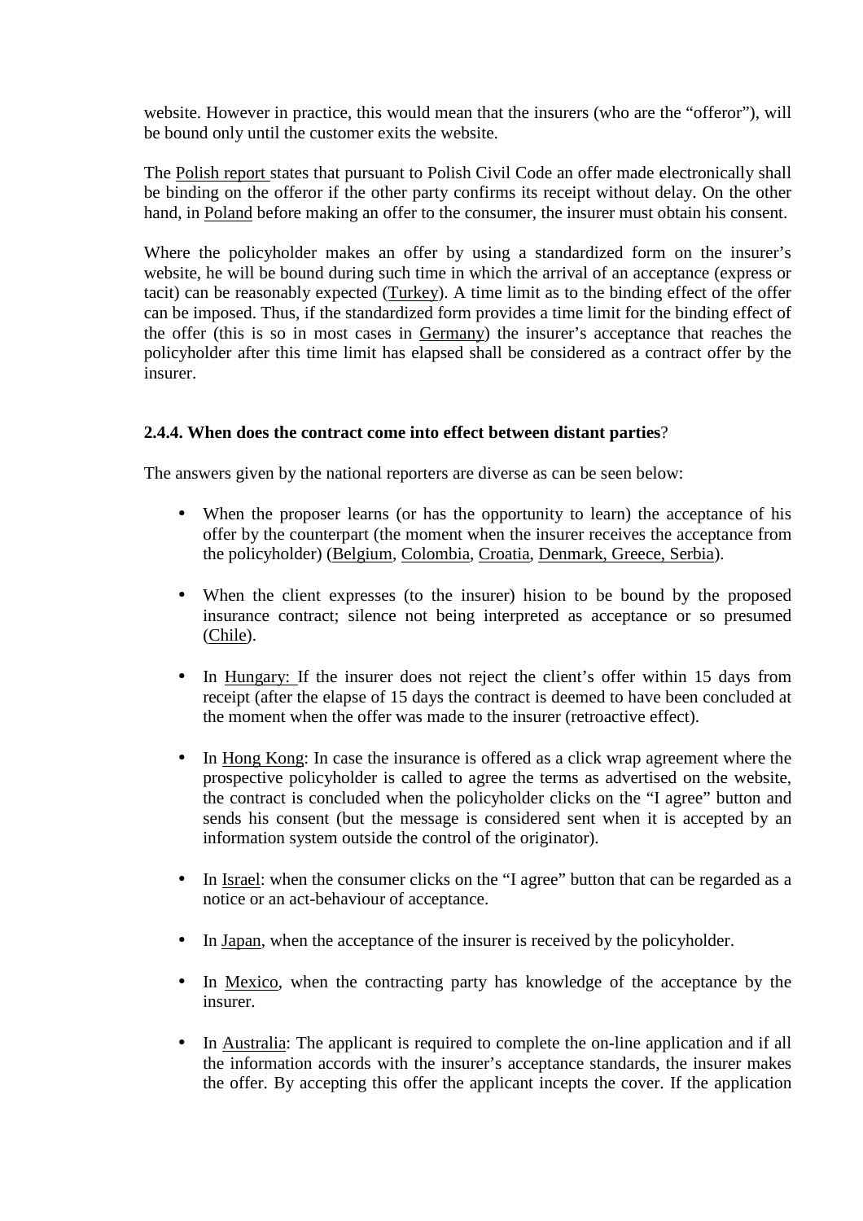website. However in practice, this would mean that the insurers (who are the "offeror"), will be bound only until the customer exits the website.

The Polish report states that pursuant to Polish Civil Code an offer made electronically shall be binding on the offeror if the other party confirms its receipt without delay. On the other hand, in Poland before making an offer to the consumer, the insurer must obtain his consent.

Where the policyholder makes an offer by using a standardized form on the insurer's website, he will be bound during such time in which the arrival of an acceptance (express or tacit) can be reasonably expected (Turkey). A time limit as to the binding effect of the offer can be imposed. Thus, if the standardized form provides a time limit for the binding effect of the offer (this is so in most cases in Germany) the insurer's acceptance that reaches the policyholder after this time limit has elapsed shall be considered as a contract offer by the insurer.

### 2.4.4. When does the contract come into effect between distant parties?

The answers given by the national reporters are diverse as can be seen below:

- When the proposer learns (or has the opportunity to learn) the acceptance of his offer by the counterpart (the moment when the insurer receives the acceptance from the policyholder) (Belgium, Colombia, Croatia, Denmark, Greece, Serbia).
- When the client expresses (to the insurer) hision to be bound by the proposed insurance contract; silence not being interpreted as acceptance or so presumed (Chile).
- In Hungary: If the insurer does not reject the client's offer within 15 days from receipt (after the elapse of 15 days the contract is deemed to have been concluded at the moment when the offer was made to the insurer (retroactive effect).
- In Hong Kong: In case the insurance is offered as a click wrap agreement where the prospective policyholder is called to agree the terms as advertised on the website, the contract is concluded when the policyholder clicks on the "I agree" button and sends his consent (but the message is considered sent when it is accepted by an information system outside the control of the originator).
- In Israel: when the consumer clicks on the "I agree" button that can be regarded as a notice or an act-behaviour of acceptance.
- In Japan, when the acceptance of the insurer is received by the policyholder.
- In Mexico, when the contracting party has knowledge of the acceptance by the insurer.
- In Australia: The applicant is required to complete the on-line application and if all the information accords with the insurer's acceptance standards, the insurer makes the offer. By accepting this offer the applicant incepts the cover. If the application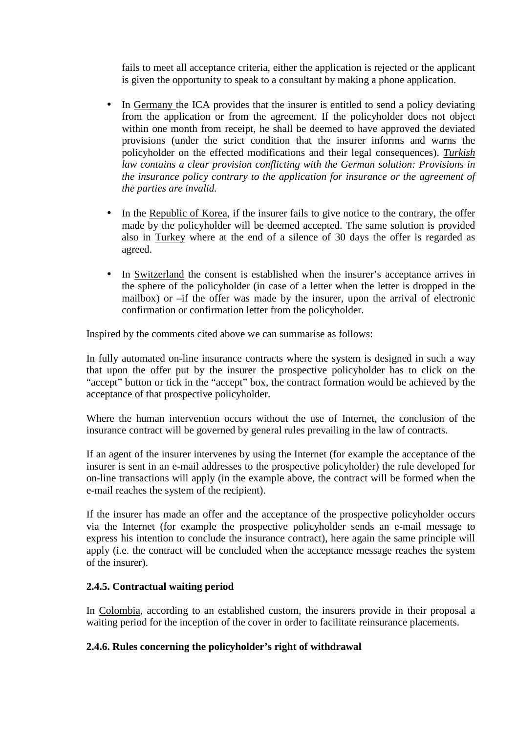fails to meet all acceptance criteria, either the application is rejected or the applicant is given the opportunity to speak to a consultant by making a phone application.

- In Germany the ICA provides that the insurer is entitled to send a policy deviating from the application or from the agreement. If the policyholder does not object within one month from receipt, he shall be deemed to have approved the deviated provisions (under the strict condition that the insurer informs and warns the policyholder on the effected modifications and their legal consequences). *Turkish law contains a clear provision conflicting with the German solution: Provisions in the insurance policy contrary to the application for insurance or the agreement of the parties are invalid.*

- In the Republic of Korea, if the insurer fails to give notice to the contrary, the offer made by the policyholder will be deemed accepted. The same solution is provided also in Turkey where at the end of a silence of 30 days the offer is regarded as agreed.

- In Switzerland the consent is established when the insurer's acceptance arrives in the sphere of the policyholder (in case of a letter when the letter is dropped in the mailbox) or –if the offer was made by the insurer, upon the arrival of electronic confirmation or confirmation letter from the policyholder.

Inspired by the comments cited above we can summarise as follows:

In fully automated on-line insurance contracts where the system is designed in such a way that upon the offer put by the insurer the prospective policyholder has to click on the "accept" button or tick in the "accept" box, the contract formation would be achieved by the acceptance of that prospective policyholder.

Where the human intervention occurs without the use of Internet, the conclusion of the insurance contract will be governed by general rules prevailing in the law of contracts.

If an agent of the insurer intervenes by using the Internet (for example the acceptance of the insurer is sent in an e-mail addresses to the prospective policyholder) the rule developed for on-line transactions will apply (in the example above, the contract will be formed when the e-mail reaches the system of the recipient).

If the insurer has made an offer and the acceptance of the prospective policyholder occurs via the Internet (for example the prospective policyholder sends an e-mail message to express his intention to conclude the insurance contract), here again the same principle will apply (i.e. the contract will be concluded when the acceptance message reaches the system of the insurer).

**2.4.5. Contractual waiting period**

In Colombia, according to an established custom, the insurers provide in their proposal a waiting period for the inception of the cover in order to facilitate reinsurance placements.

**2.4.6. Rules concerning the policyholder's right of withdrawal**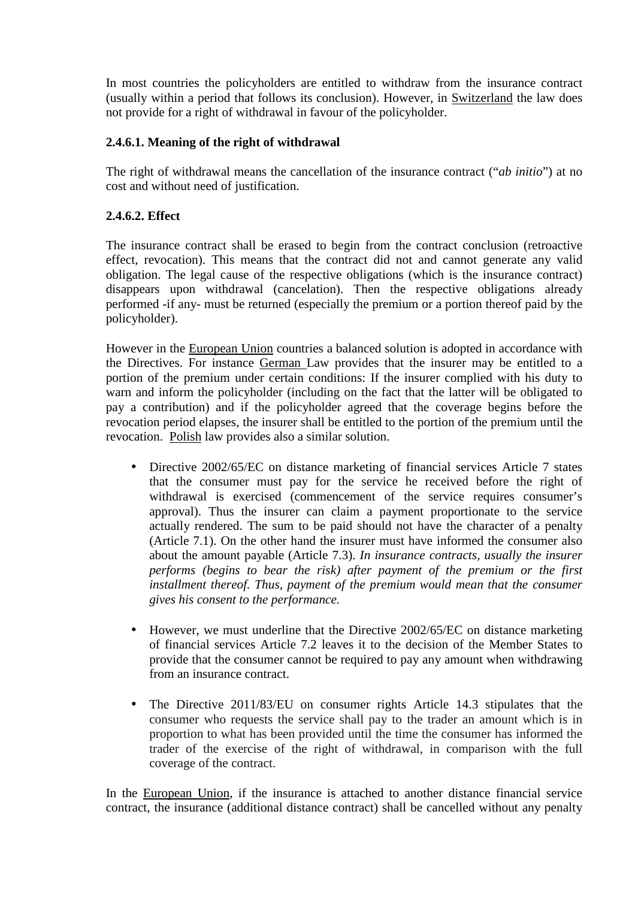In most countries the policyholders are entitled to withdraw from the insurance contract (usually within a period that follows its conclusion). However, in Switzerland the law does not provide for a right of withdrawal in favour of the policyholder.

### 2.4.6.1. Meaning of the right of withdrawal

The right of withdrawal means the cancellation of the insurance contract ("*ab initio*") at no cost and without need of justification.

### 2.4.6.2. Effect

The insurance contract shall be erased to begin from the contract conclusion (retroactive effect, revocation). This means that the contract did not and cannot generate any valid obligation. The legal cause of the respective obligations (which is the insurance contract) disappears upon withdrawal (cancelation). Then the respective obligations already performed -if any- must be returned (especially the premium or a portion thereof paid by the policyholder).

However in the European Union countries a balanced solution is adopted in accordance with the Directives. For instance German Law provides that the insurer may be entitled to a portion of the premium under certain conditions: If the insurer complied with his duty to warn and inform the policyholder (including on the fact that the latter will be obligated to pay a contribution) and if the policyholder agreed that the coverage begins before the revocation period elapses, the insurer shall be entitled to the portion of the premium until the revocation. Polish law provides also a similar solution.

- Directive 2002/65/EC on distance marketing of financial services Article 7 states that the consumer must pay for the service he received before the right of withdrawal is exercised (commencement of the service requires consumer's approval). Thus the insurer can claim a payment proportionate to the service actually rendered. The sum to be paid should not have the character of a penalty (Article 7.1). On the other hand the insurer must have informed the consumer also about the amount payable (Article 7.3). *In insurance contracts, usually the insurer performs (begins to bear the risk) after payment of the premium or the first installment thereof. Thus, payment of the premium would mean that the consumer gives his consent to the performance.*

- However, we must underline that the Directive 2002/65/EC on distance marketing of financial services Article 7.2 leaves it to the decision of the Member States to provide that the consumer cannot be required to pay any amount when withdrawing from an insurance contract.

- The Directive 2011/83/EU on consumer rights Article 14.3 stipulates that the consumer who requests the service shall pay to the trader an amount which is in proportion to what has been provided until the time the consumer has informed the trader of the exercise of the right of withdrawal, in comparison with the full coverage of the contract.

In the European Union, if the insurance is attached to another distance financial service contract, the insurance (additional distance contract) shall be cancelled without any penalty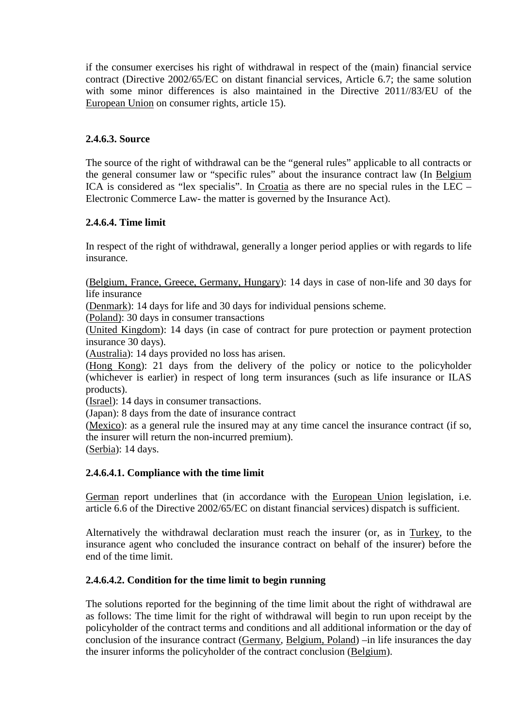if the consumer exercises his right of withdrawal in respect of the (main) financial service contract (Directive 2002/65/EC on distant financial services, Article 6.7; the same solution with some minor differences is also maintained in the Directive 2011//83/EU of the European Union on consumer rights, article 15).

#### 2.4.6.3. Source

The source of the right of withdrawal can be the "general rules" applicable to all contracts or the general consumer law or "specific rules" about the insurance contract law (In Belgium ICA is considered as "lex specialis". In Croatia as there are no special rules in the LEC – Electronic Commerce Law- the matter is governed by the Insurance Act).

#### 2.4.6.4. Time limit

In respect of the right of withdrawal, generally a longer period applies or with regards to life insurance.

(Belgium, France, Greece, Germany, Hungary): 14 days in case of non-life and 30 days for life insurance
(Denmark): 14 days for life and 30 days for individual pensions scheme.
(Poland): 30 days in consumer transactions
(United Kingdom): 14 days (in case of contract for pure protection or payment protection insurance 30 days).
(Australia): 14 days provided no loss has arisen.
(Hong Kong): 21 days from the delivery of the policy or notice to the policyholder (whichever is earlier) in respect of long term insurances (such as life insurance or ILAS products).
(Israel): 14 days in consumer transactions.
(Japan): 8 days from the date of insurance contract
(Mexico): as a general rule the insured may at any time cancel the insurance contract (if so, the insurer will return the non-incurred premium).
(Serbia): 14 days.

#### 2.4.6.4.1. Compliance with the time limit

German report underlines that (in accordance with the European Union legislation, i.e. article 6.6 of the Directive 2002/65/EC on distant financial services) dispatch is sufficient.

Alternatively the withdrawal declaration must reach the insurer (or, as in Turkey, to the insurance agent who concluded the insurance contract on behalf of the insurer) before the end of the time limit.

#### 2.4.6.4.2. Condition for the time limit to begin running

The solutions reported for the beginning of the time limit about the right of withdrawal are as follows: The time limit for the right of withdrawal will begin to run upon receipt by the policyholder of the contract terms and conditions and all additional information or the day of conclusion of the insurance contract (Germany, Belgium, Poland) –in life insurances the day the insurer informs the policyholder of the contract conclusion (Belgium).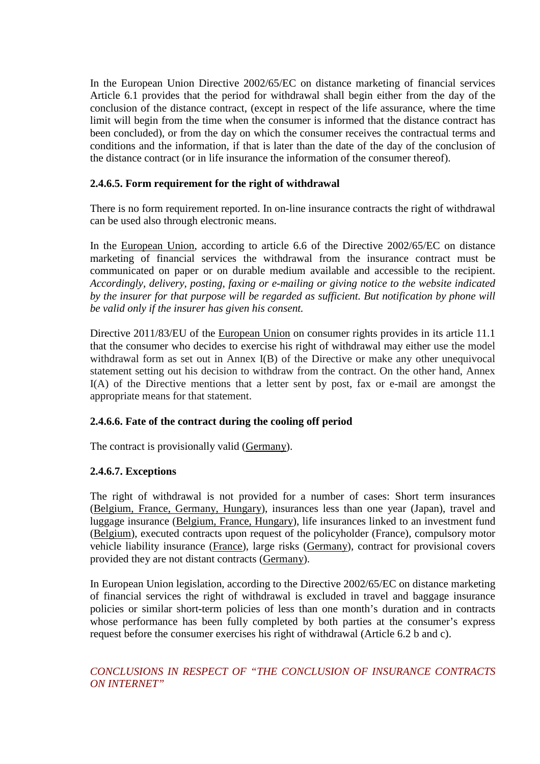In the European Union Directive 2002/65/EC on distance marketing of financial services Article 6.1 provides that the period for withdrawal shall begin either from the day of the conclusion of the distance contract, (except in respect of the life assurance, where the time limit will begin from the time when the consumer is informed that the distance contract has been concluded), or from the day on which the consumer receives the contractual terms and conditions and the information, if that is later than the date of the day of the conclusion of the distance contract (or in life insurance the information of the consumer thereof).

#### 2.4.6.5. Form requirement for the right of withdrawal

There is no form requirement reported. In on-line insurance contracts the right of withdrawal can be used also through electronic means.

In the European Union, according to article 6.6 of the Directive 2002/65/EC on distance marketing of financial services the withdrawal from the insurance contract must be communicated on paper or on durable medium available and accessible to the recipient. *Accordingly, delivery, posting, faxing or e-mailing or giving notice to the website indicated by the insurer for that purpose will be regarded as sufficient. But notification by phone will be valid only if the insurer has given his consent.*

Directive 2011/83/EU of the European Union on consumer rights provides in its article 11.1 that the consumer who decides to exercise his right of withdrawal may either use the model withdrawal form as set out in Annex I(B) of the Directive or make any other unequivocal statement setting out his decision to withdraw from the contract. On the other hand, Annex I(A) of the Directive mentions that a letter sent by post, fax or e-mail are amongst the appropriate means for that statement.

#### 2.4.6.6. Fate of the contract during the cooling off period

The contract is provisionally valid (Germany).

#### 2.4.6.7. Exceptions

The right of withdrawal is not provided for a number of cases: Short term insurances (Belgium, France, Germany, Hungary), insurances less than one year (Japan), travel and luggage insurance (Belgium, France, Hungary), life insurances linked to an investment fund (Belgium), executed contracts upon request of the policyholder (France), compulsory motor vehicle liability insurance (France), large risks (Germany), contract for provisional covers provided they are not distant contracts (Germany).

In European Union legislation, according to the Directive 2002/65/EC on distance marketing of financial services the right of withdrawal is excluded in travel and baggage insurance policies or similar short-term policies of less than one month's duration and in contracts whose performance has been fully completed by both parties at the consumer's express request before the consumer exercises his right of withdrawal (Article 6.2 b and c).

*CONCLUSIONS IN RESPECT OF "THE CONCLUSION OF INSURANCE CONTRACTS ON INTERNET"*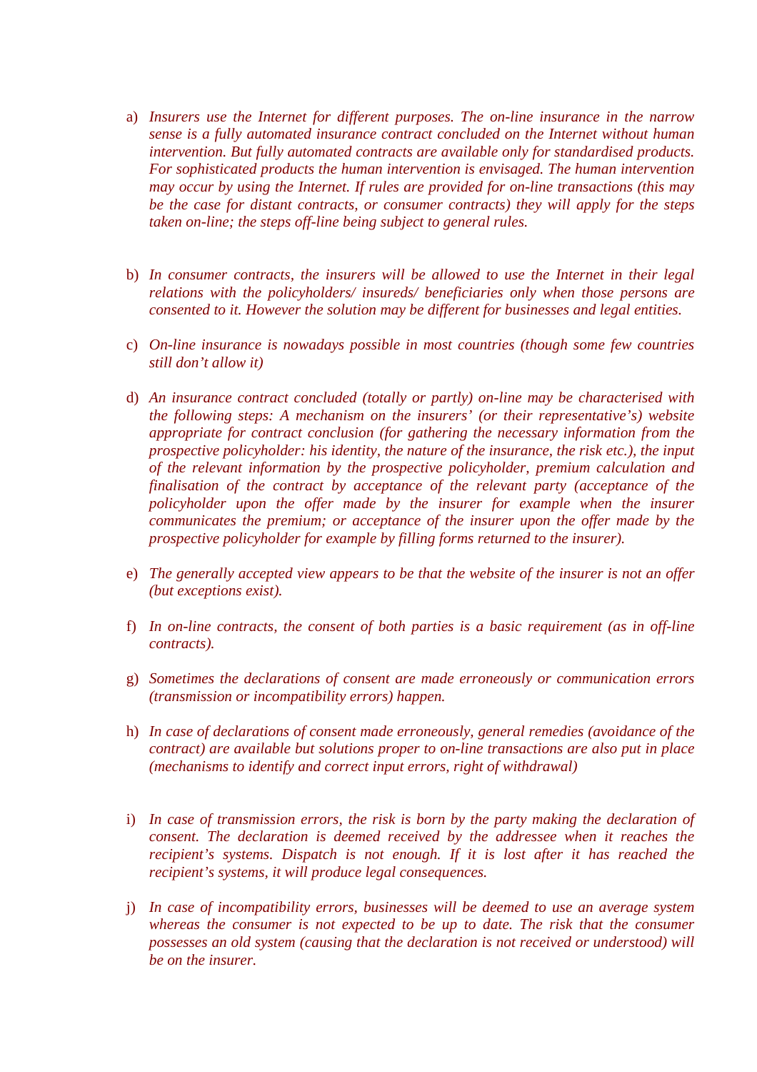a) *Insurers use the Internet for different purposes. The on-line insurance in the narrow sense is a fully automated insurance contract concluded on the Internet without human intervention. But fully automated contracts are available only for standardised products. For sophisticated products the human intervention is envisaged. The human intervention may occur by using the Internet. If rules are provided for on-line transactions (this may be the case for distant contracts, or consumer contracts) they will apply for the steps taken on-line; the steps off-line being subject to general rules.*

b) *In consumer contracts, the insurers will be allowed to use the Internet in their legal relations with the policyholders/ insureds/ beneficiaries only when those persons are consented to it. However the solution may be different for businesses and legal entities.*

c) *On-line insurance is nowadays possible in most countries (though some few countries still don't allow it)*

d) *An insurance contract concluded (totally or partly) on-line may be characterised with the following steps: A mechanism on the insurers' (or their representative's) website appropriate for contract conclusion (for gathering the necessary information from the prospective policyholder: his identity, the nature of the insurance, the risk etc.), the input of the relevant information by the prospective policyholder, premium calculation and finalisation of the contract by acceptance of the relevant party (acceptance of the policyholder upon the offer made by the insurer for example when the insurer communicates the premium; or acceptance of the insurer upon the offer made by the prospective policyholder for example by filling forms returned to the insurer).*

e) *The generally accepted view appears to be that the website of the insurer is not an offer (but exceptions exist).*

f) *In on-line contracts, the consent of both parties is a basic requirement (as in off-line contracts).*

g) *Sometimes the declarations of consent are made erroneously or communication errors (transmission or incompatibility errors) happen.*

h) *In case of declarations of consent made erroneously, general remedies (avoidance of the contract) are available but solutions proper to on-line transactions are also put in place (mechanisms to identify and correct input errors, right of withdrawal)*

i) *In case of transmission errors, the risk is born by the party making the declaration of consent. The declaration is deemed received by the addressee when it reaches the recipient's systems. Dispatch is not enough. If it is lost after it has reached the recipient's systems, it will produce legal consequences.*

j) *In case of incompatibility errors, businesses will be deemed to use an average system whereas the consumer is not expected to be up to date. The risk that the consumer possesses an old system (causing that the declaration is not received or understood) will be on the insurer.*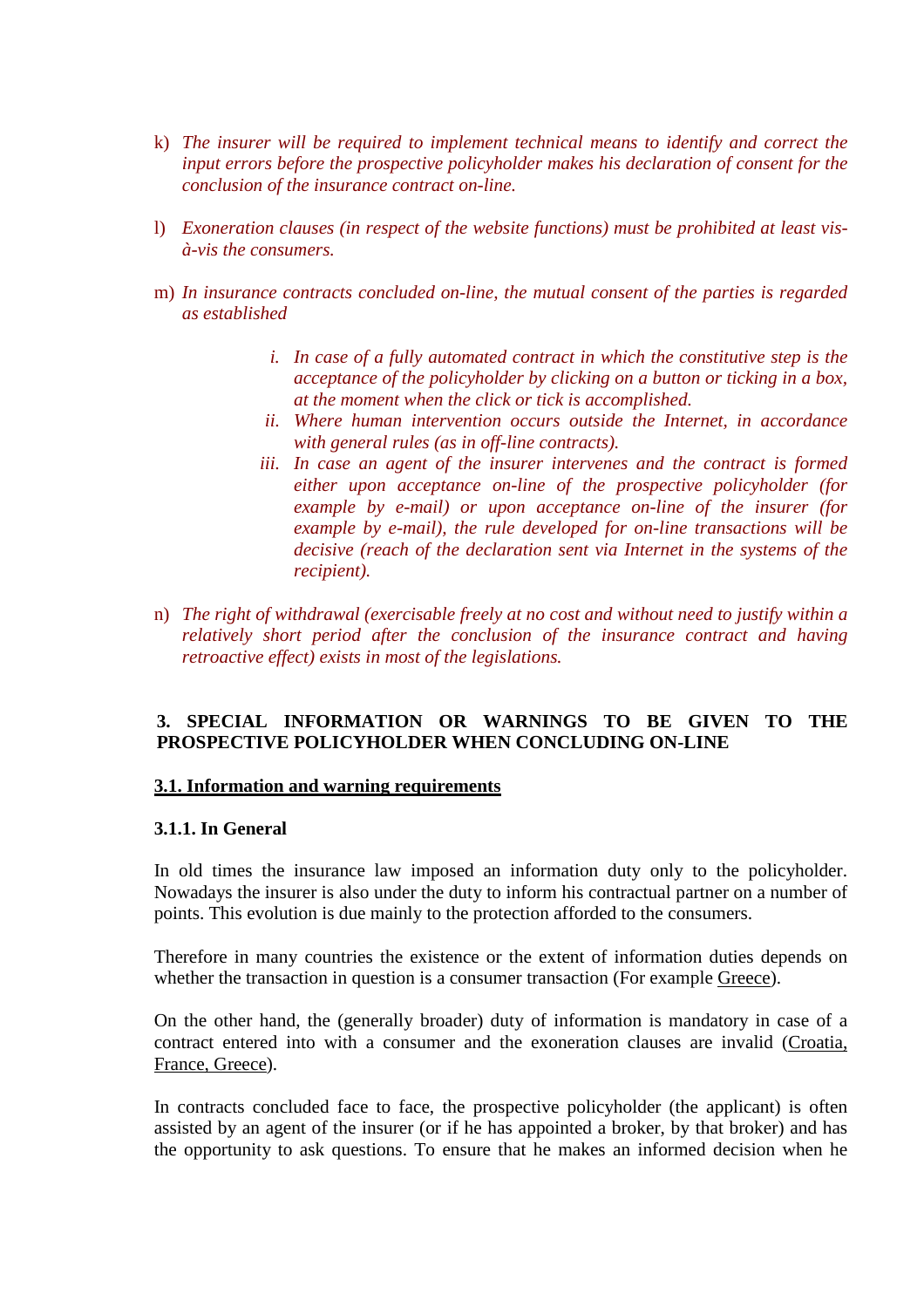k) *The insurer will be required to implement technical means to identify and correct the input errors before the prospective policyholder makes his declaration of consent for the conclusion of the insurance contract on-line.*

l) *Exoneration clauses (in respect of the website functions) must be prohibited at least vis-à-vis the consumers.*

m) *In insurance contracts concluded on-line, the mutual consent of the parties is regarded as established*

   i. *In case of a fully automated contract in which the constitutive step is the acceptance of the policyholder by clicking on a button or ticking in a box, at the moment when the click or tick is accomplished.*
   ii. *Where human intervention occurs outside the Internet, in accordance with general rules (as in off-line contracts).*
   iii. *In case an agent of the insurer intervenes and the contract is formed either upon acceptance on-line of the prospective policyholder (for example by e-mail) or upon acceptance on-line of the insurer (for example by e-mail), the rule developed for on-line transactions will be decisive (reach of the declaration sent via Internet in the systems of the recipient).*

n) *The right of withdrawal (exercisable freely at no cost and without need to justify within a relatively short period after the conclusion of the insurance contract and having retroactive effect) exists in most of the legislations.*

## 3. SPECIAL INFORMATION OR WARNINGS TO BE GIVEN TO THE PROSPECTIVE POLICYHOLDER WHEN CONCLUDING ON-LINE

### 3.1. Information and warning requirements

#### 3.1.1. In General

In old times the insurance law imposed an information duty only to the policyholder. Nowadays the insurer is also under the duty to inform his contractual partner on a number of points. This evolution is due mainly to the protection afforded to the consumers.

Therefore in many countries the existence or the extent of information duties depends on whether the transaction in question is a consumer transaction (For example Greece).

On the other hand, the (generally broader) duty of information is mandatory in case of a contract entered into with a consumer and the exoneration clauses are invalid (Croatia, France, Greece).

In contracts concluded face to face, the prospective policyholder (the applicant) is often assisted by an agent of the insurer (or if he has appointed a broker, by that broker) and has the opportunity to ask questions. To ensure that he makes an informed decision when he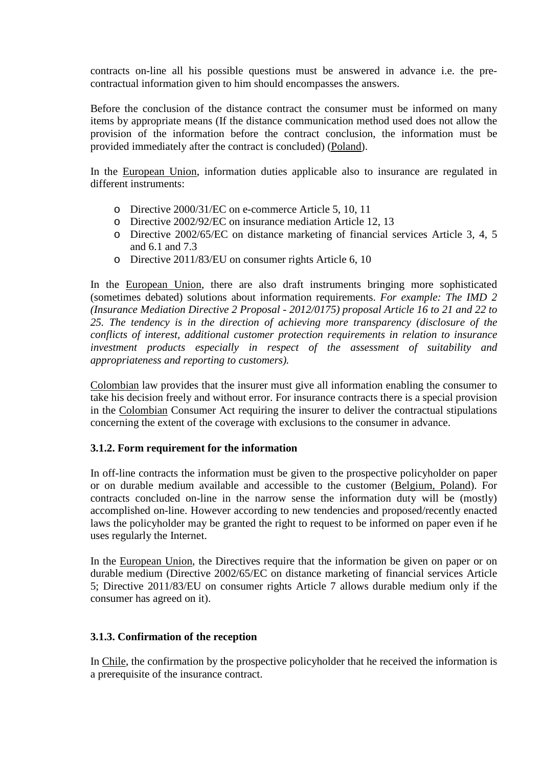contracts on-line all his possible questions must be answered in advance i.e. the pre-contractual information given to him should encompasses the answers.

Before the conclusion of the distance contract the consumer must be informed on many items by appropriate means (If the distance communication method used does not allow the provision of the information before the contract conclusion, the information must be provided immediately after the contract is concluded) (Poland).

In the European Union, information duties applicable also to insurance are regulated in different instruments:

- Directive 2000/31/EC on e-commerce Article 5, 10, 11
- Directive 2002/92/EC on insurance mediation Article 12, 13
- Directive 2002/65/EC on distance marketing of financial services Article 3, 4, 5 and 6.1 and 7.3
- Directive 2011/83/EU on consumer rights Article 6, 10

In the European Union, there are also draft instruments bringing more sophisticated (sometimes debated) solutions about information requirements. *For example: The IMD 2 (Insurance Mediation Directive 2 Proposal - 2012/0175) proposal Article 16 to 21 and 22 to 25. The tendency is in the direction of achieving more transparency (disclosure of the conflicts of interest, additional customer protection requirements in relation to insurance investment products especially in respect of the assessment of suitability and appropriateness and reporting to customers).*

Colombian law provides that the insurer must give all information enabling the consumer to take his decision freely and without error. For insurance contracts there is a special provision in the Colombian Consumer Act requiring the insurer to deliver the contractual stipulations concerning the extent of the coverage with exclusions to the consumer in advance.

### 3.1.2. Form requirement for the information

In off-line contracts the information must be given to the prospective policyholder on paper or on durable medium available and accessible to the customer (Belgium, Poland). For contracts concluded on-line in the narrow sense the information duty will be (mostly) accomplished on-line. However according to new tendencies and proposed/recently enacted laws the policyholder may be granted the right to request to be informed on paper even if he uses regularly the Internet.

In the European Union, the Directives require that the information be given on paper or on durable medium (Directive 2002/65/EC on distance marketing of financial services Article 5; Directive 2011/83/EU on consumer rights Article 7 allows durable medium only if the consumer has agreed on it).

### 3.1.3. Confirmation of the reception

In Chile, the confirmation by the prospective policyholder that he received the information is a prerequisite of the insurance contract.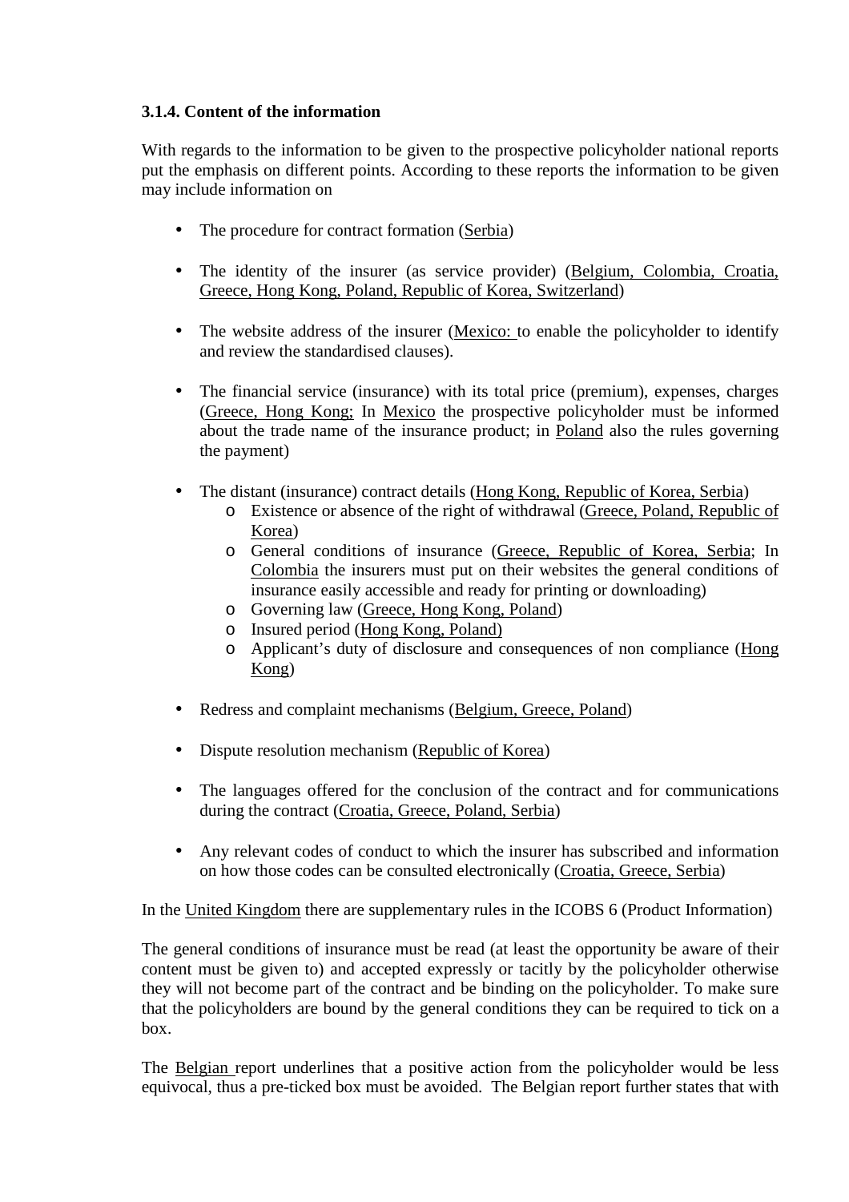### 3.1.4. Content of the information

With regards to the information to be given to the prospective policyholder national reports put the emphasis on different points. According to these reports the information to be given may include information on

- The procedure for contract formation (Serbia)
- The identity of the insurer (as service provider) (Belgium, Colombia, Croatia, Greece, Hong Kong, Poland, Republic of Korea, Switzerland)
- The website address of the insurer (Mexico: to enable the policyholder to identify and review the standardised clauses).
- The financial service (insurance) with its total price (premium), expenses, charges (Greece, Hong Kong; In Mexico the prospective policyholder must be informed about the trade name of the insurance product; in Poland also the rules governing the payment)
- The distant (insurance) contract details (Hong Kong, Republic of Korea, Serbia)
  - Existence or absence of the right of withdrawal (Greece, Poland, Republic of Korea)
  - General conditions of insurance (Greece, Republic of Korea, Serbia; In Colombia the insurers must put on their websites the general conditions of insurance easily accessible and ready for printing or downloading)
  - Governing law (Greece, Hong Kong, Poland)
  - Insured period (Hong Kong, Poland)
  - Applicant's duty of disclosure and consequences of non compliance (Hong Kong)
- Redress and complaint mechanisms (Belgium, Greece, Poland)
- Dispute resolution mechanism (Republic of Korea)
- The languages offered for the conclusion of the contract and for communications during the contract (Croatia, Greece, Poland, Serbia)
- Any relevant codes of conduct to which the insurer has subscribed and information on how those codes can be consulted electronically (Croatia, Greece, Serbia)

In the United Kingdom there are supplementary rules in the ICOBS 6 (Product Information)

The general conditions of insurance must be read (at least the opportunity be aware of their content must be given to) and accepted expressly or tacitly by the policyholder otherwise they will not become part of the contract and be binding on the policyholder. To make sure that the policyholders are bound by the general conditions they can be required to tick on a box.

The Belgian report underlines that a positive action from the policyholder would be less equivocal, thus a pre-ticked box must be avoided. The Belgian report further states that with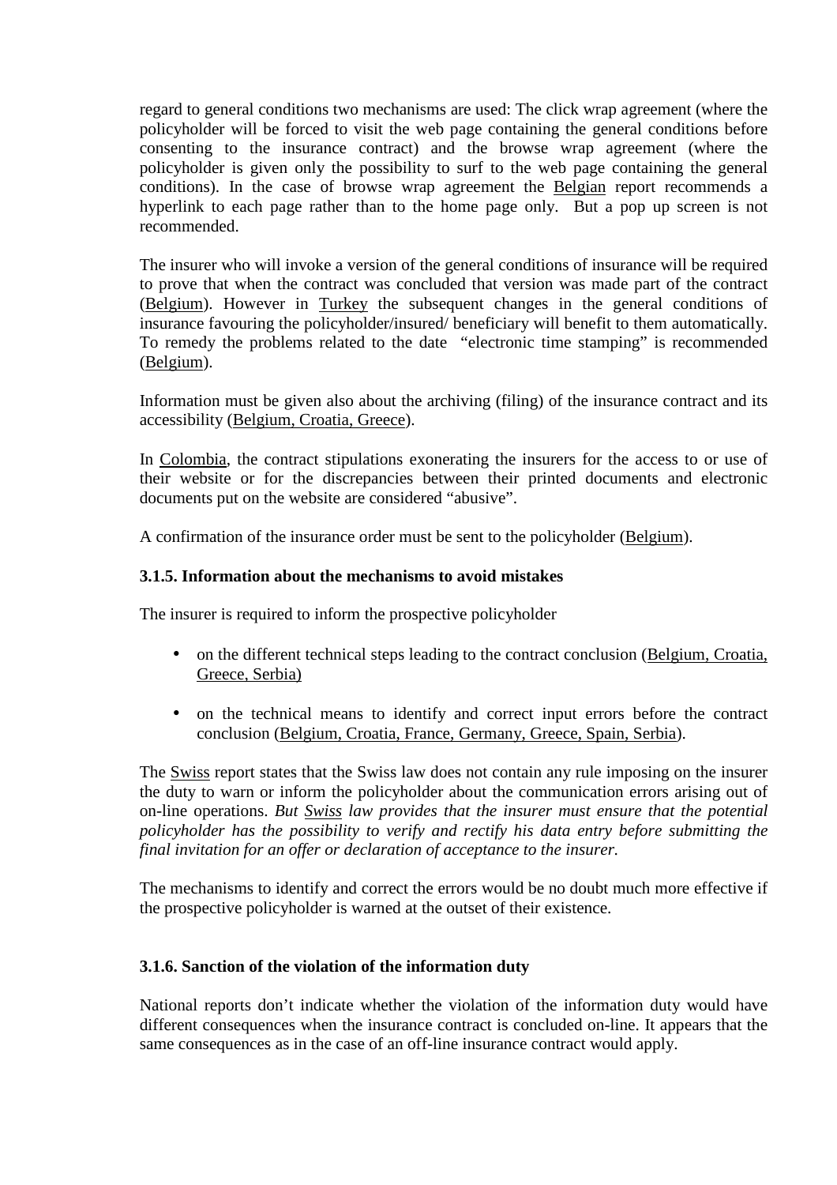regard to general conditions two mechanisms are used: The click wrap agreement (where the policyholder will be forced to visit the web page containing the general conditions before consenting to the insurance contract) and the browse wrap agreement (where the policyholder is given only the possibility to surf to the web page containing the general conditions). In the case of browse wrap agreement the Belgian report recommends a hyperlink to each page rather than to the home page only. But a pop up screen is not recommended.

The insurer who will invoke a version of the general conditions of insurance will be required to prove that when the contract was concluded that version was made part of the contract (Belgium). However in Turkey the subsequent changes in the general conditions of insurance favouring the policyholder/insured/ beneficiary will benefit to them automatically. To remedy the problems related to the date "electronic time stamping" is recommended (Belgium).

Information must be given also about the archiving (filing) of the insurance contract and its accessibility (Belgium, Croatia, Greece).

In Colombia, the contract stipulations exonerating the insurers for the access to or use of their website or for the discrepancies between their printed documents and electronic documents put on the website are considered "abusive".

A confirmation of the insurance order must be sent to the policyholder (Belgium).

### 3.1.5. Information about the mechanisms to avoid mistakes

The insurer is required to inform the prospective policyholder

- on the different technical steps leading to the contract conclusion (Belgium, Croatia, Greece, Serbia)
- on the technical means to identify and correct input errors before the contract conclusion (Belgium, Croatia, France, Germany, Greece, Spain, Serbia).

The Swiss report states that the Swiss law does not contain any rule imposing on the insurer the duty to warn or inform the policyholder about the communication errors arising out of on-line operations. *But Swiss law provides that the insurer must ensure that the potential policyholder has the possibility to verify and rectify his data entry before submitting the final invitation for an offer or declaration of acceptance to the insurer.*

The mechanisms to identify and correct the errors would be no doubt much more effective if the prospective policyholder is warned at the outset of their existence.

### 3.1.6. Sanction of the violation of the information duty

National reports don't indicate whether the violation of the information duty would have different consequences when the insurance contract is concluded on-line. It appears that the same consequences as in the case of an off-line insurance contract would apply.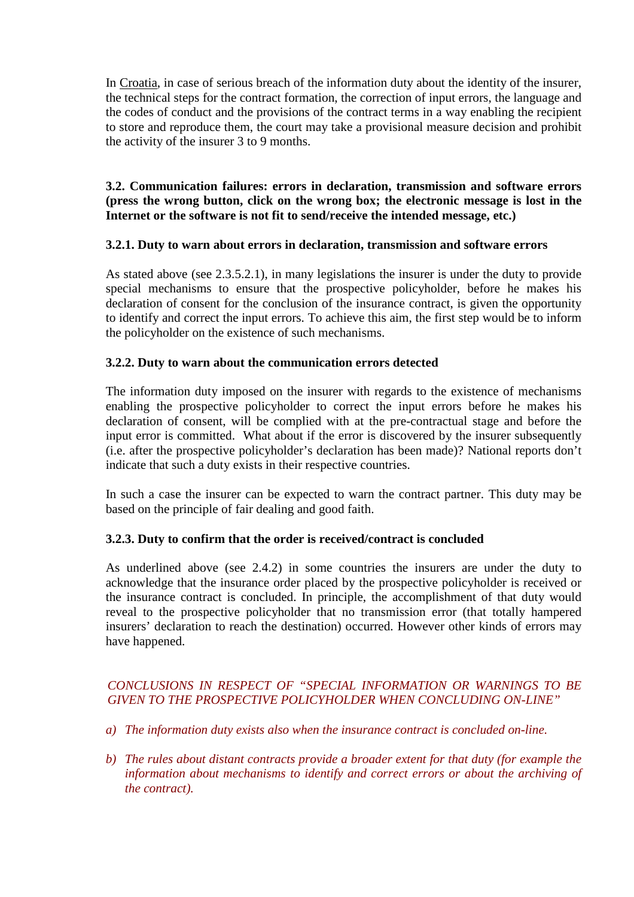In Croatia, in case of serious breach of the information duty about the identity of the insurer, the technical steps for the contract formation, the correction of input errors, the language and the codes of conduct and the provisions of the contract terms in a way enabling the recipient to store and reproduce them, the court may take a provisional measure decision and prohibit the activity of the insurer 3 to 9 months.

### 3.2. Communication failures: errors in declaration, transmission and software errors (press the wrong button, click on the wrong box; the electronic message is lost in the Internet or the software is not fit to send/receive the intended message, etc.)

#### 3.2.1. Duty to warn about errors in declaration, transmission and software errors

As stated above (see 2.3.5.2.1), in many legislations the insurer is under the duty to provide special mechanisms to ensure that the prospective policyholder, before he makes his declaration of consent for the conclusion of the insurance contract, is given the opportunity to identify and correct the input errors. To achieve this aim, the first step would be to inform the policyholder on the existence of such mechanisms.

#### 3.2.2. Duty to warn about the communication errors detected

The information duty imposed on the insurer with regards to the existence of mechanisms enabling the prospective policyholder to correct the input errors before he makes his declaration of consent, will be complied with at the pre-contractual stage and before the input error is committed. What about if the error is discovered by the insurer subsequently (i.e. after the prospective policyholder's declaration has been made)? National reports don't indicate that such a duty exists in their respective countries.

In such a case the insurer can be expected to warn the contract partner. This duty may be based on the principle of fair dealing and good faith.

#### 3.2.3. Duty to confirm that the order is received/contract is concluded

As underlined above (see 2.4.2) in some countries the insurers are under the duty to acknowledge that the insurance order placed by the prospective policyholder is received or the insurance contract is concluded. In principle, the accomplishment of that duty would reveal to the prospective policyholder that no transmission error (that totally hampered insurers' declaration to reach the destination) occurred. However other kinds of errors may have happened.

*CONCLUSIONS IN RESPECT OF "SPECIAL INFORMATION OR WARNINGS TO BE GIVEN TO THE PROSPECTIVE POLICYHOLDER WHEN CONCLUDING ON-LINE"*

a) *The information duty exists also when the insurance contract is concluded on-line.*

b) *The rules about distant contracts provide a broader extent for that duty (for example the information about mechanisms to identify and correct errors or about the archiving of the contract).*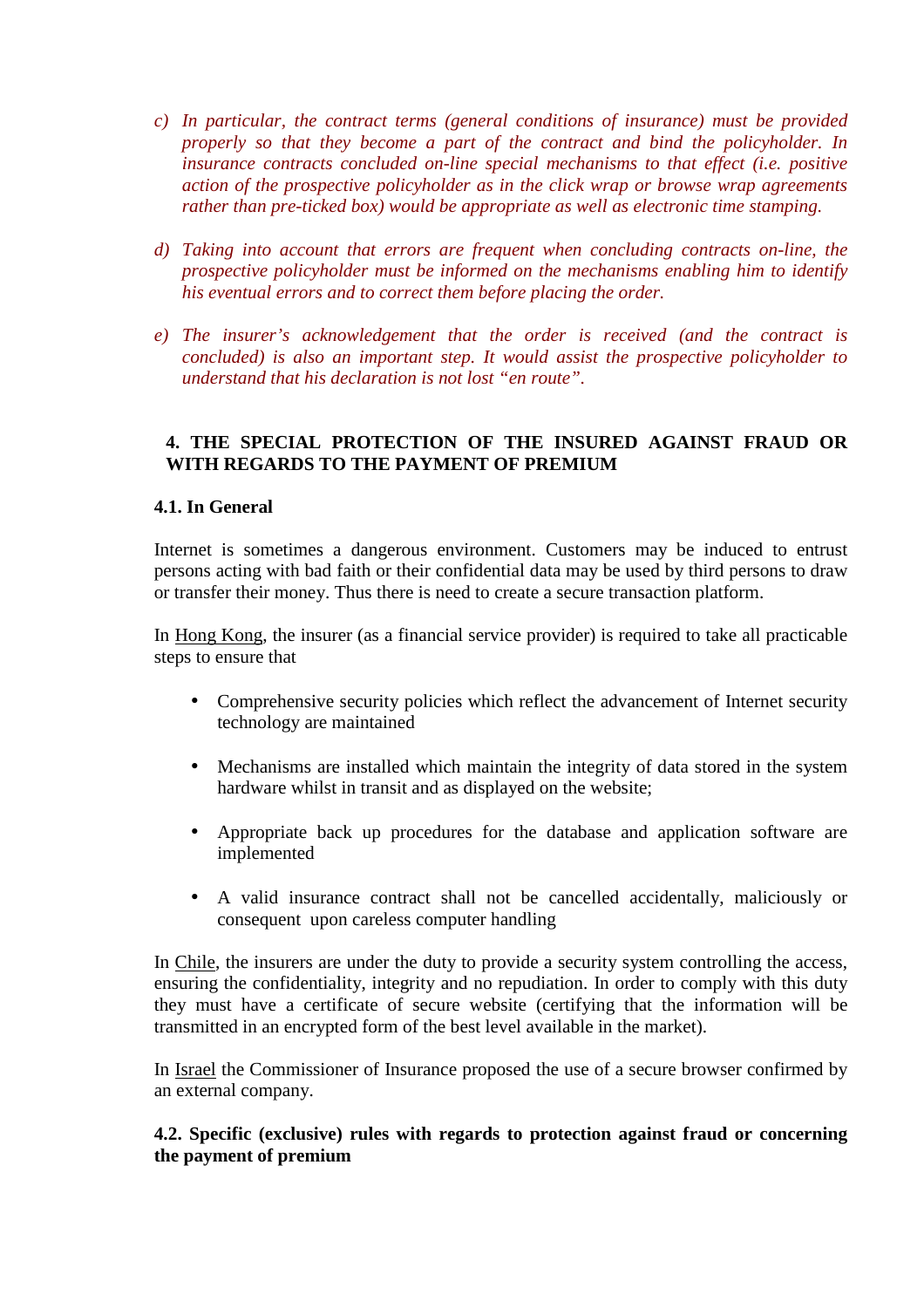c) *In particular, the contract terms (general conditions of insurance) must be provided properly so that they become a part of the contract and bind the policyholder. In insurance contracts concluded on-line special mechanisms to that effect (i.e. positive action of the prospective policyholder as in the click wrap or browse wrap agreements rather than pre-ticked box) would be appropriate as well as electronic time stamping.*

d) *Taking into account that errors are frequent when concluding contracts on-line, the prospective policyholder must be informed on the mechanisms enabling him to identify his eventual errors and to correct them before placing the order.*

e) *The insurer's acknowledgement that the order is received (and the contract is concluded) is also an important step. It would assist the prospective policyholder to understand that his declaration is not lost "en route".*

## 4. THE SPECIAL PROTECTION OF THE INSURED AGAINST FRAUD OR WITH REGARDS TO THE PAYMENT OF PREMIUM

### 4.1. In General

Internet is sometimes a dangerous environment. Customers may be induced to entrust persons acting with bad faith or their confidential data may be used by third persons to draw or transfer their money. Thus there is need to create a secure transaction platform.

In Hong Kong, the insurer (as a financial service provider) is required to take all practicable steps to ensure that

- Comprehensive security policies which reflect the advancement of Internet security technology are maintained
- Mechanisms are installed which maintain the integrity of data stored in the system hardware whilst in transit and as displayed on the website;
- Appropriate back up procedures for the database and application software are implemented
- A valid insurance contract shall not be cancelled accidentally, maliciously or consequent upon careless computer handling

In Chile, the insurers are under the duty to provide a security system controlling the access, ensuring the confidentiality, integrity and no repudiation. In order to comply with this duty they must have a certificate of secure website (certifying that the information will be transmitted in an encrypted form of the best level available in the market).

In Israel the Commissioner of Insurance proposed the use of a secure browser confirmed by an external company.

### 4.2. Specific (exclusive) rules with regards to protection against fraud or concerning the payment of premium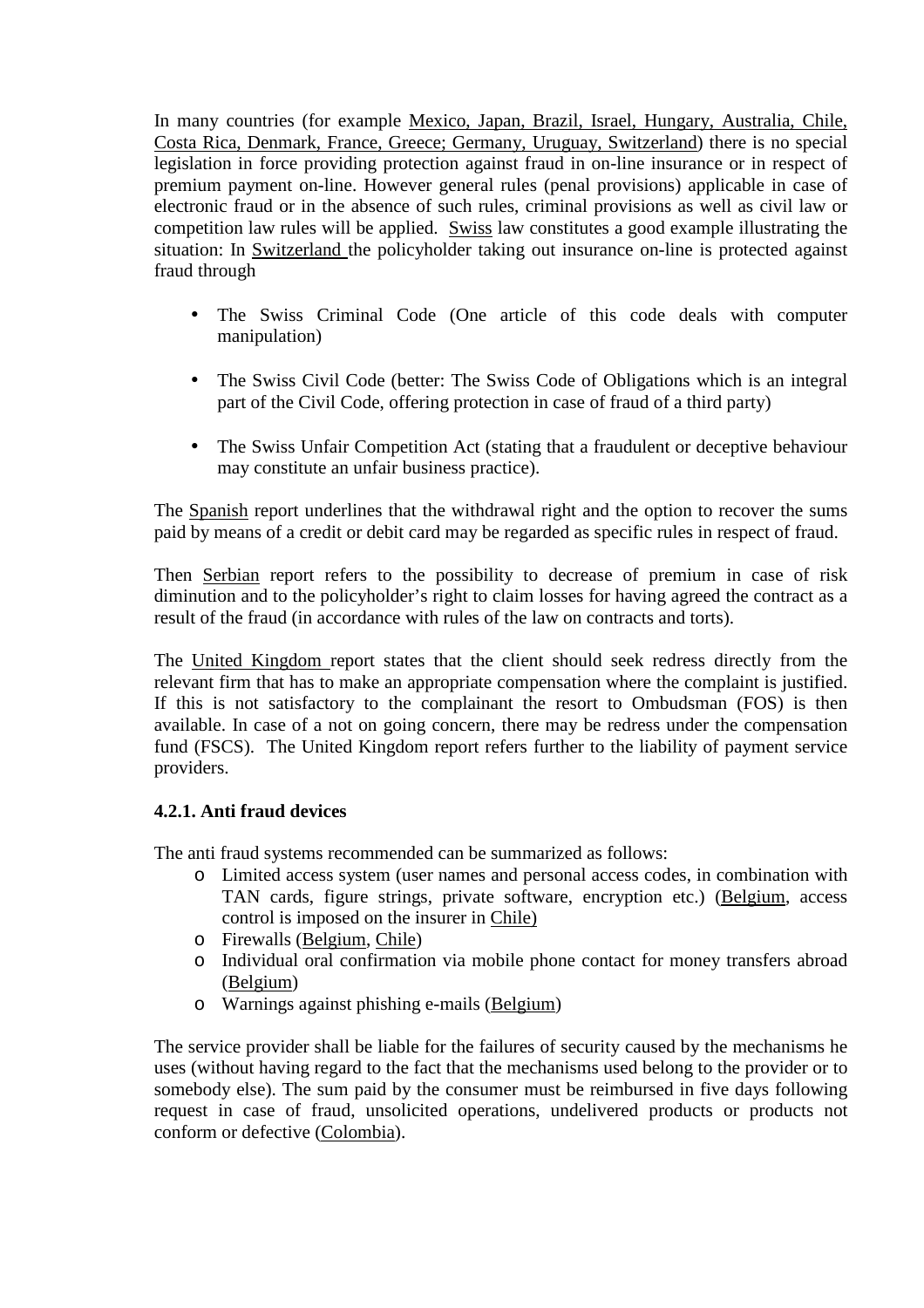In many countries (for example Mexico, Japan, Brazil, Israel, Hungary, Australia, Chile, Costa Rica, Denmark, France, Greece; Germany, Uruguay, Switzerland) there is no special legislation in force providing protection against fraud in on-line insurance or in respect of premium payment on-line. However general rules (penal provisions) applicable in case of electronic fraud or in the absence of such rules, criminal provisions as well as civil law or competition law rules will be applied. Swiss law constitutes a good example illustrating the situation: In Switzerland the policyholder taking out insurance on-line is protected against fraud through

- The Swiss Criminal Code (One article of this code deals with computer manipulation)
- The Swiss Civil Code (better: The Swiss Code of Obligations which is an integral part of the Civil Code, offering protection in case of fraud of a third party)
- The Swiss Unfair Competition Act (stating that a fraudulent or deceptive behaviour may constitute an unfair business practice).

The Spanish report underlines that the withdrawal right and the option to recover the sums paid by means of a credit or debit card may be regarded as specific rules in respect of fraud.

Then Serbian report refers to the possibility to decrease of premium in case of risk diminution and to the policyholder's right to claim losses for having agreed the contract as a result of the fraud (in accordance with rules of the law on contracts and torts).

The United Kingdom report states that the client should seek redress directly from the relevant firm that has to make an appropriate compensation where the complaint is justified. If this is not satisfactory to the complainant the resort to Ombudsman (FOS) is then available. In case of a not on going concern, there may be redress under the compensation fund (FSCS). The United Kingdom report refers further to the liability of payment service providers.

### 4.2.1. Anti fraud devices

The anti fraud systems recommended can be summarized as follows:

- Limited access system (user names and personal access codes, in combination with TAN cards, figure strings, private software, encryption etc.) (Belgium, access control is imposed on the insurer in Chile)
- Firewalls (Belgium, Chile)
- Individual oral confirmation via mobile phone contact for money transfers abroad (Belgium)
- Warnings against phishing e-mails (Belgium)

The service provider shall be liable for the failures of security caused by the mechanisms he uses (without having regard to the fact that the mechanisms used belong to the provider or to somebody else). The sum paid by the consumer must be reimbursed in five days following request in case of fraud, unsolicited operations, undelivered products or products not conform or defective (Colombia).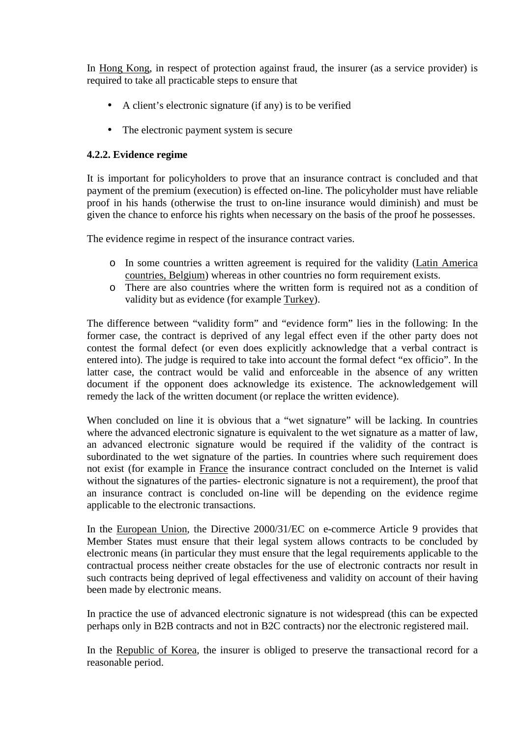In Hong Kong, in respect of protection against fraud, the insurer (as a service provider) is required to take all practicable steps to ensure that

- A client's electronic signature (if any) is to be verified
- The electronic payment system is secure

**4.2.2. Evidence regime**

It is important for policyholders to prove that an insurance contract is concluded and that payment of the premium (execution) is effected on-line. The policyholder must have reliable proof in his hands (otherwise the trust to on-line insurance would diminish) and must be given the chance to enforce his rights when necessary on the basis of the proof he possesses.

The evidence regime in respect of the insurance contract varies.

- In some countries a written agreement is required for the validity (Latin America countries, Belgium) whereas in other countries no form requirement exists.
- There are also countries where the written form is required not as a condition of validity but as evidence (for example Turkey).

The difference between "validity form" and "evidence form" lies in the following: In the former case, the contract is deprived of any legal effect even if the other party does not contest the formal defect (or even does explicitly acknowledge that a verbal contract is entered into). The judge is required to take into account the formal defect "ex officio". In the latter case, the contract would be valid and enforceable in the absence of any written document if the opponent does acknowledge its existence. The acknowledgement will remedy the lack of the written document (or replace the written evidence).

When concluded on line it is obvious that a "wet signature" will be lacking. In countries where the advanced electronic signature is equivalent to the wet signature as a matter of law, an advanced electronic signature would be required if the validity of the contract is subordinated to the wet signature of the parties. In countries where such requirement does not exist (for example in France the insurance contract concluded on the Internet is valid without the signatures of the parties- electronic signature is not a requirement), the proof that an insurance contract is concluded on-line will be depending on the evidence regime applicable to the electronic transactions.

In the European Union, the Directive 2000/31/EC on e-commerce Article 9 provides that Member States must ensure that their legal system allows contracts to be concluded by electronic means (in particular they must ensure that the legal requirements applicable to the contractual process neither create obstacles for the use of electronic contracts nor result in such contracts being deprived of legal effectiveness and validity on account of their having been made by electronic means.

In practice the use of advanced electronic signature is not widespread (this can be expected perhaps only in B2B contracts and not in B2C contracts) nor the electronic registered mail.

In the Republic of Korea, the insurer is obliged to preserve the transactional record for a reasonable period.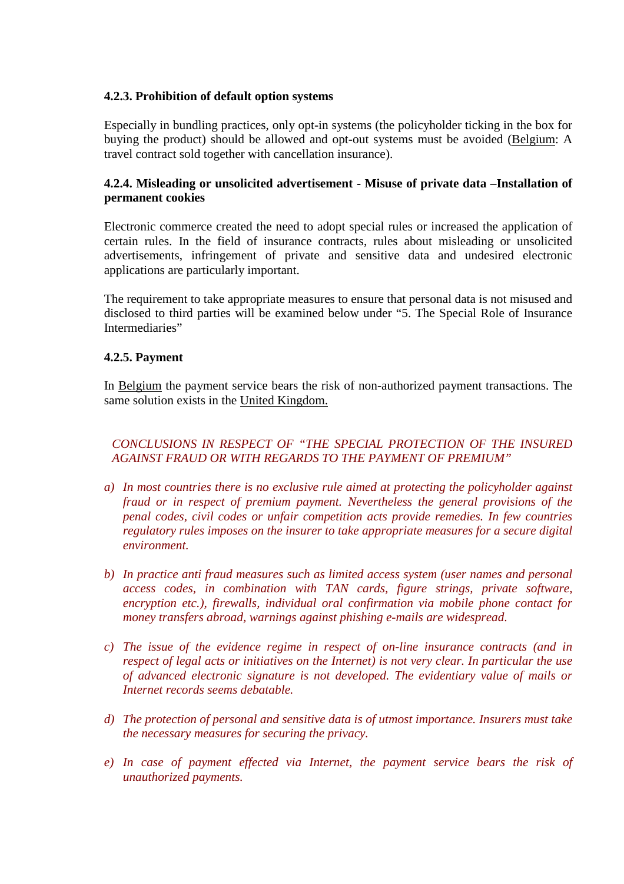#### 4.2.3. Prohibition of default option systems

Especially in bundling practices, only opt-in systems (the policyholder ticking in the box for buying the product) should be allowed and opt-out systems must be avoided (Belgium: A travel contract sold together with cancellation insurance).

#### 4.2.4. Misleading or unsolicited advertisement - Misuse of private data –Installation of permanent cookies

Electronic commerce created the need to adopt special rules or increased the application of certain rules. In the field of insurance contracts, rules about misleading or unsolicited advertisements, infringement of private and sensitive data and undesired electronic applications are particularly important.

The requirement to take appropriate measures to ensure that personal data is not misused and disclosed to third parties will be examined below under "5. The Special Role of Insurance Intermediaries"

#### 4.2.5. Payment

In Belgium the payment service bears the risk of non-authorized payment transactions. The same solution exists in the United Kingdom.

*CONCLUSIONS IN RESPECT OF "THE SPECIAL PROTECTION OF THE INSURED AGAINST FRAUD OR WITH REGARDS TO THE PAYMENT OF PREMIUM"*

a) *In most countries there is no exclusive rule aimed at protecting the policyholder against fraud or in respect of premium payment. Nevertheless the general provisions of the penal codes, civil codes or unfair competition acts provide remedies. In few countries regulatory rules imposes on the insurer to take appropriate measures for a secure digital environment.*

b) *In practice anti fraud measures such as limited access system (user names and personal access codes, in combination with TAN cards, figure strings, private software, encryption etc.), firewalls, individual oral confirmation via mobile phone contact for money transfers abroad, warnings against phishing e-mails are widespread.*

c) *The issue of the evidence regime in respect of on-line insurance contracts (and in respect of legal acts or initiatives on the Internet) is not very clear. In particular the use of advanced electronic signature is not developed. The evidentiary value of mails or Internet records seems debatable.*

d) *The protection of personal and sensitive data is of utmost importance. Insurers must take the necessary measures for securing the privacy.*

e) *In case of payment effected via Internet, the payment service bears the risk of unauthorized payments.*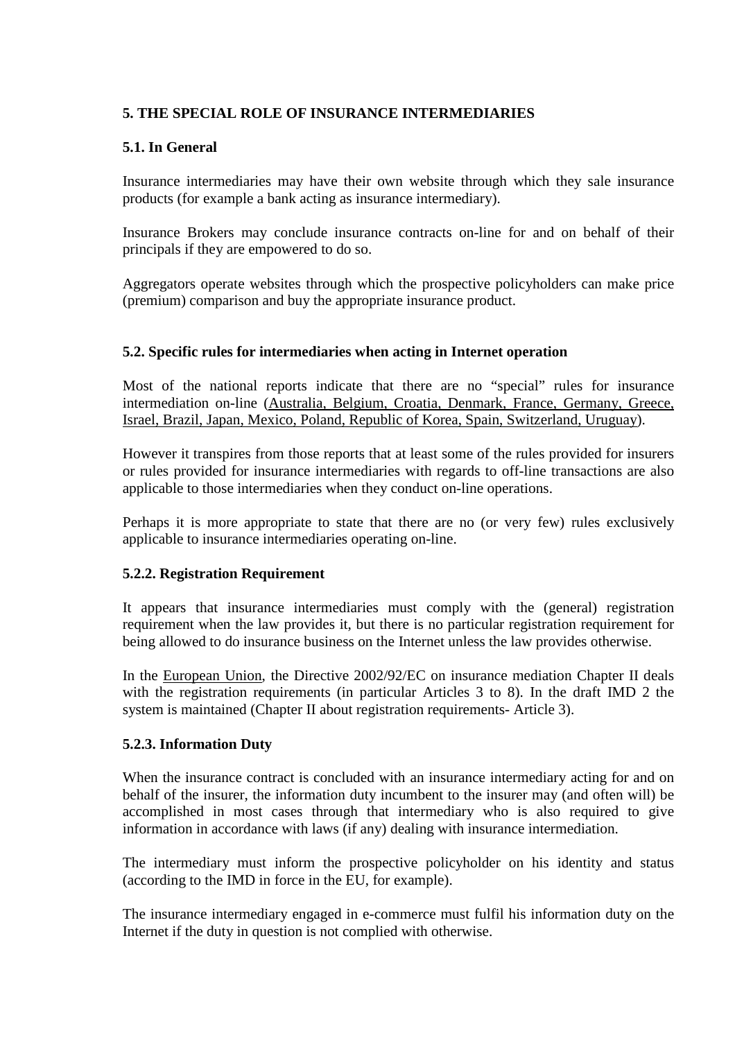## 5. THE SPECIAL ROLE OF INSURANCE INTERMEDIARIES

### 5.1. In General

Insurance intermediaries may have their own website through which they sale insurance products (for example a bank acting as insurance intermediary).

Insurance Brokers may conclude insurance contracts on-line for and on behalf of their principals if they are empowered to do so.

Aggregators operate websites through which the prospective policyholders can make price (premium) comparison and buy the appropriate insurance product.

### 5.2. Specific rules for intermediaries when acting in Internet operation

Most of the national reports indicate that there are no "special" rules for insurance intermediation on-line (Australia, Belgium, Croatia, Denmark, France, Germany, Greece, Israel, Brazil, Japan, Mexico, Poland, Republic of Korea, Spain, Switzerland, Uruguay).

However it transpires from those reports that at least some of the rules provided for insurers or rules provided for insurance intermediaries with regards to off-line transactions are also applicable to those intermediaries when they conduct on-line operations.

Perhaps it is more appropriate to state that there are no (or very few) rules exclusively applicable to insurance intermediaries operating on-line.

### 5.2.2. Registration Requirement

It appears that insurance intermediaries must comply with the (general) registration requirement when the law provides it, but there is no particular registration requirement for being allowed to do insurance business on the Internet unless the law provides otherwise.

In the European Union, the Directive 2002/92/EC on insurance mediation Chapter II deals with the registration requirements (in particular Articles 3 to 8). In the draft IMD 2 the system is maintained (Chapter II about registration requirements- Article 3).

### 5.2.3. Information Duty

When the insurance contract is concluded with an insurance intermediary acting for and on behalf of the insurer, the information duty incumbent to the insurer may (and often will) be accomplished in most cases through that intermediary who is also required to give information in accordance with laws (if any) dealing with insurance intermediation.

The intermediary must inform the prospective policyholder on his identity and status (according to the IMD in force in the EU, for example).

The insurance intermediary engaged in e-commerce must fulfil his information duty on the Internet if the duty in question is not complied with otherwise.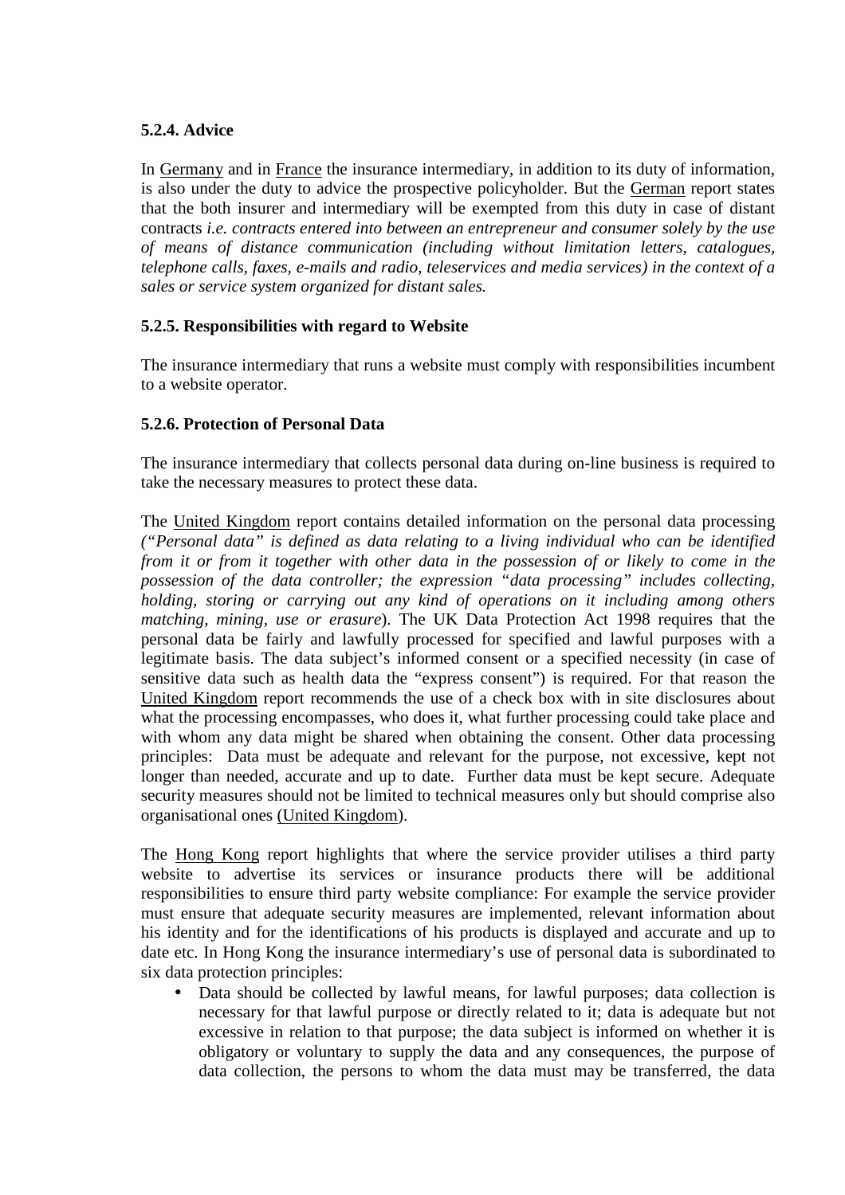**5.2.4. Advice**

In Germany and in France the insurance intermediary, in addition to its duty of information, is also under the duty to advice the prospective policyholder. But the German report states that the both insurer and intermediary will be exempted from this duty in case of distant contracts *i.e. contracts entered into between an entrepreneur and consumer solely by the use of means of distance communication (including without limitation letters, catalogues, telephone calls, faxes, e-mails and radio, teleservices and media services) in the context of a sales or service system organized for distant sales.*

**5.2.5. Responsibilities with regard to Website**

The insurance intermediary that runs a website must comply with responsibilities incumbent to a website operator.

**5.2.6. Protection of Personal Data**

The insurance intermediary that collects personal data during on-line business is required to take the necessary measures to protect these data.

The United Kingdom report contains detailed information on the personal data processing *("Personal data" is defined as data relating to a living individual who can be identified from it or from it together with other data in the possession of or likely to come in the possession of the data controller; the expression "data processing" includes collecting, holding, storing or carrying out any kind of operations on it including among others matching, mining, use or erasure*). The UK Data Protection Act 1998 requires that the personal data be fairly and lawfully processed for specified and lawful purposes with a legitimate basis. The data subject's informed consent or a specified necessity (in case of sensitive data such as health data the "express consent") is required. For that reason the United Kingdom report recommends the use of a check box with in site disclosures about what the processing encompasses, who does it, what further processing could take place and with whom any data might be shared when obtaining the consent. Other data processing principles: Data must be adequate and relevant for the purpose, not excessive, kept not longer than needed, accurate and up to date. Further data must be kept secure. Adequate security measures should not be limited to technical measures only but should comprise also organisational ones (United Kingdom).

The Hong Kong report highlights that where the service provider utilises a third party website to advertise its services or insurance products there will be additional responsibilities to ensure third party website compliance: For example the service provider must ensure that adequate security measures are implemented, relevant information about his identity and for the identifications of his products is displayed and accurate and up to date etc. In Hong Kong the insurance intermediary's use of personal data is subordinated to six data protection principles:

- Data should be collected by lawful means, for lawful purposes; data collection is necessary for that lawful purpose or directly related to it; data is adequate but not excessive in relation to that purpose; the data subject is informed on whether it is obligatory or voluntary to supply the data and any consequences, the purpose of data collection, the persons to whom the data must may be transferred, the data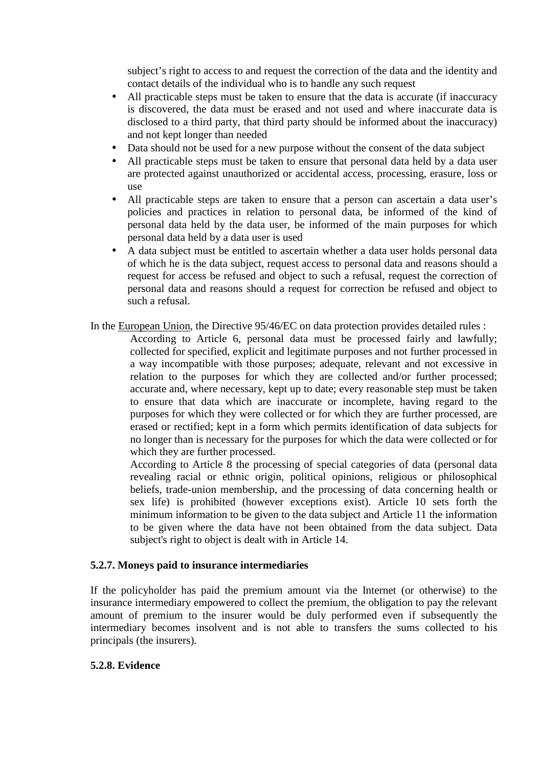subject's right to access to and request the correction of the data and the identity and contact details of the individual who is to handle any such request

- All practicable steps must be taken to ensure that the data is accurate (if inaccuracy is discovered, the data must be erased and not used and where inaccurate data is disclosed to a third party, that third party should be informed about the inaccuracy) and not kept longer than needed
- Data should not be used for a new purpose without the consent of the data subject
- All practicable steps must be taken to ensure that personal data held by a data user are protected against unauthorized or accidental access, processing, erasure, loss or use
- All practicable steps are taken to ensure that a person can ascertain a data user's policies and practices in relation to personal data, be informed of the kind of personal data held by the data user, be informed of the main purposes for which personal data held by a data user is used
- A data subject must be entitled to ascertain whether a data user holds personal data of which he is the data subject, request access to personal data and reasons should a request for access be refused and object to such a refusal, request the correction of personal data and reasons should a request for correction be refused and object to such a refusal.

In the European Union, the Directive 95/46/EC on data protection provides detailed rules :

> According to Article 6, personal data must be processed fairly and lawfully; collected for specified, explicit and legitimate purposes and not further processed in a way incompatible with those purposes; adequate, relevant and not excessive in relation to the purposes for which they are collected and/or further processed; accurate and, where necessary, kept up to date; every reasonable step must be taken to ensure that data which are inaccurate or incomplete, having regard to the purposes for which they were collected or for which they are further processed, are erased or rectified; kept in a form which permits identification of data subjects for no longer than is necessary for the purposes for which the data were collected or for which they are further processed.
>
> According to Article 8 the processing of special categories of data (personal data revealing racial or ethnic origin, political opinions, religious or philosophical beliefs, trade-union membership, and the processing of data concerning health or sex life) is prohibited (however exceptions exist). Article 10 sets forth the minimum information to be given to the data subject and Article 11 the information to be given where the data have not been obtained from the data subject. Data subject's right to object is dealt with in Article 14.

**5.2.7. Moneys paid to insurance intermediaries**

If the policyholder has paid the premium amount via the Internet (or otherwise) to the insurance intermediary empowered to collect the premium, the obligation to pay the relevant amount of premium to the insurer would be duly performed even if subsequently the intermediary becomes insolvent and is not able to transfers the sums collected to his principals (the insurers).

**5.2.8. Evidence**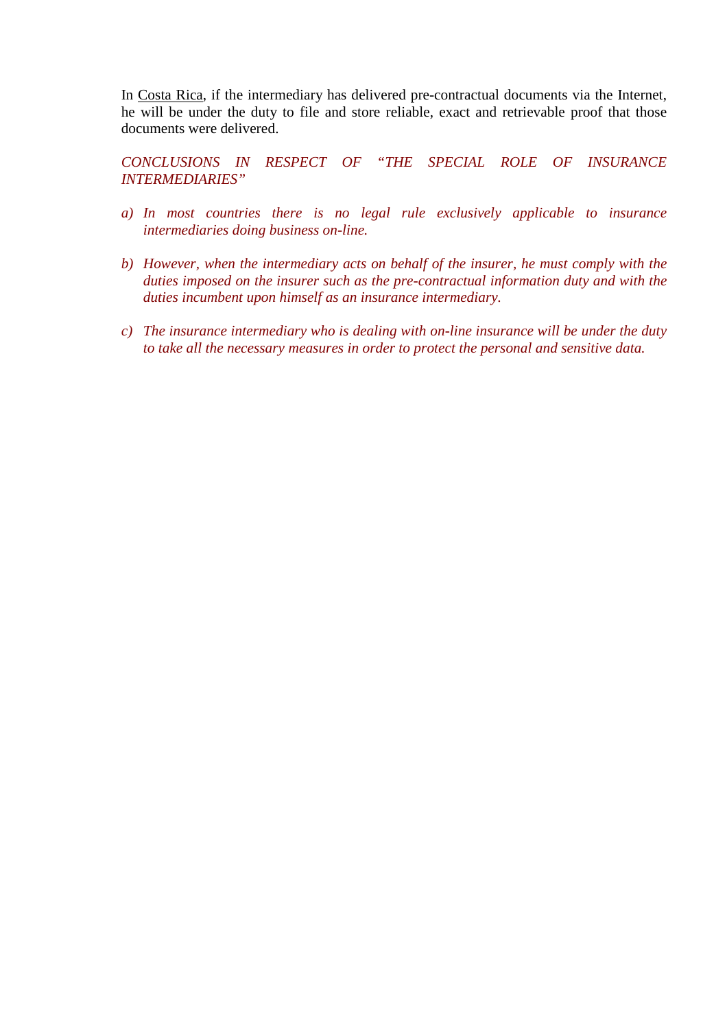In <u>Costa Rica</u>, if the intermediary has delivered pre-contractual documents via the Internet, he will be under the duty to file and store reliable, exact and retrievable proof that those documents were delivered.

*CONCLUSIONS IN RESPECT OF "THE SPECIAL ROLE OF INSURANCE INTERMEDIARIES"*

*a) In most countries there is no legal rule exclusively applicable to insurance intermediaries doing business on-line.*

*b) However, when the intermediary acts on behalf of the insurer, he must comply with the duties imposed on the insurer such as the pre-contractual information duty and with the duties incumbent upon himself as an insurance intermediary.*

*c) The insurance intermediary who is dealing with on-line insurance will be under the duty to take all the necessary measures in order to protect the personal and sensitive data.*